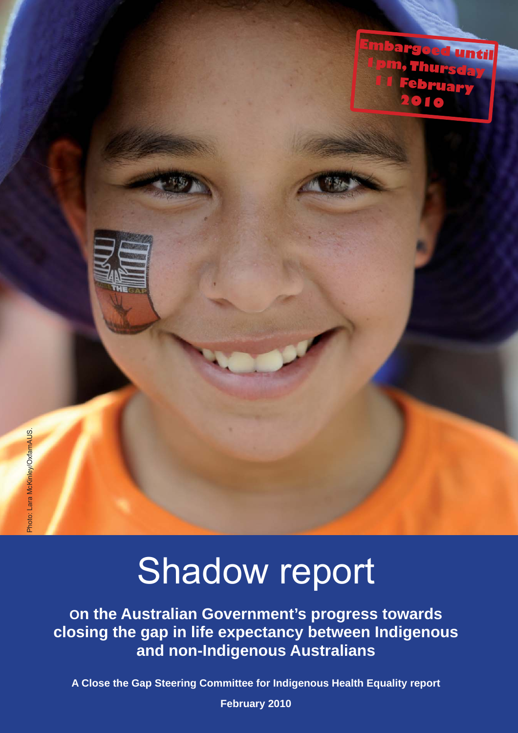Embargoed until 1 pm, Thursday 11 February 2010

Photo: Lara McKinley/OxfamAUS.

# Shadow report

**On the Australian Government's progress towards closing the gap in life expectancy between Indigenous and non-Indigenous Australians**

**A Close the Gap Steering Committee for Indigenous Health Equality report**

**February 2010**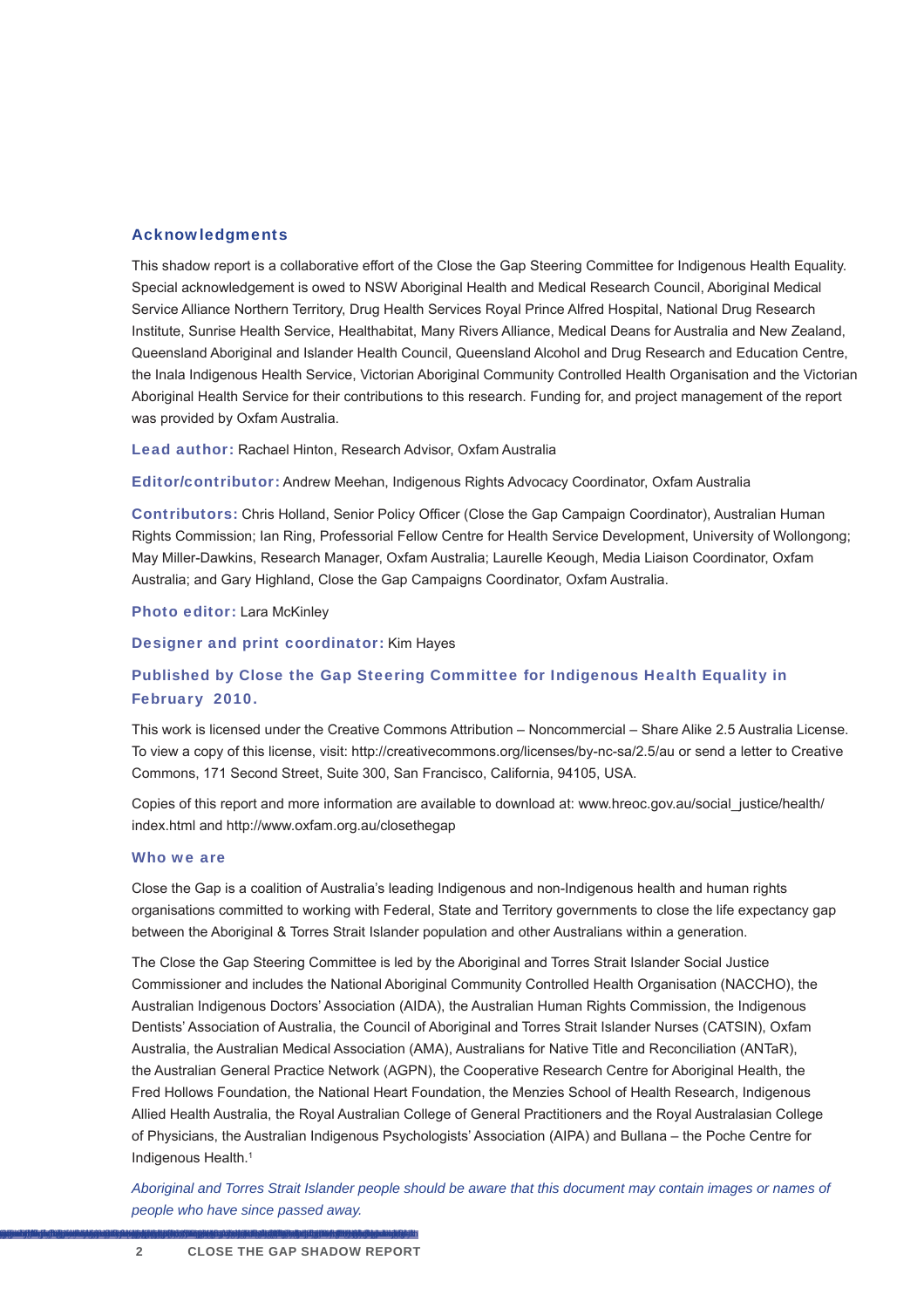## Acknowledgments

This shadow report is a collaborative effort of the Close the Gap Steering Committee for Indigenous Health Equality. Special acknowledgement is owed to NSW Aboriginal Health and Medical Research Council, Aboriginal Medical Service Alliance Northern Territory, Drug Health Services Royal Prince Alfred Hospital, National Drug Research Institute, Sunrise Health Service, Healthabitat, Many Rivers Alliance, Medical Deans for Australia and New Zealand, Queensland Aboriginal and Islander Health Council, Queensland Alcohol and Drug Research and Education Centre, the Inala Indigenous Health Service, Victorian Aboriginal Community Controlled Health Organisation and the Victorian Aboriginal Health Service for their contributions to this research. Funding for, and project management of the report was provided by Oxfam Australia.

**Lead author:** Rachael Hinton, Research Advisor, Oxfam Australia

**Editor/contributor:** Andrew Meehan, Indigenous Rights Advocacy Coordinator, Oxfam Australia

**Contributors:** Chris Holland, Senior Policy Officer (Close the Gap Campaign Coordinator), Australian Human Rights Commission; Ian Ring, Professorial Fellow Centre for Health Service Development, University of Wollongong; May Miller-Dawkins, Research Manager, Oxfam Australia; Laurelle Keough, Media Liaison Coordinator, Oxfam Australia; and Gary Highland, Close the Gap Campaigns Coordinator, Oxfam Australia.

**Photo editor:** Lara McKinley

**Designer and print coordinator:** Kim Hayes

**Published by Close the Gap Steering Committee for Indigenous Health Equality in February 2010.**

This work is licensed under the Creative Commons Attribution – Noncommercial – Share Alike 2.5 Australia License. To view a copy of this license, visit: http://creativecommons.org/licenses/by-nc-sa/2.5/au or send a letter to Creative Commons, 171 Second Street, Suite 300, San Francisco, California, 94105, USA.

Copies of this report and more information are available to download at: www.hreoc.gov.au/social_justice/health/index.html and http://www.oxfam.org.au/closethegap

## Who we are

Close the Gap is a coalition of Australia's leading Indigenous and non-Indigenous health and human rights organisations committed to working with Federal, State and Territory governments to close the life expectancy gap between the Aboriginal & Torres Strait Islander population and other Australians within a generation.

The Close the Gap Steering Committee is led by the Aboriginal and Torres Strait Islander Social Justice Commissioner and includes the National Aboriginal Community Controlled Health Organisation (NACCHO), the Australian Indigenous Doctors' Association (AIDA), the Australian Human Rights Commission, the Indigenous Dentists' Association of Australia, the Council of Aboriginal and Torres Strait Islander Nurses (CATSIN), Oxfam Australia, the Australian Medical Association (AMA), Australians for Native Title and Reconciliation (ANTaR), the Australian General Practice Network (AGPN), the Cooperative Research Centre for Aboriginal Health, the Fred Hollows Foundation, the National Heart Foundation, the Menzies School of Health Research, Indigenous Allied Health Australia, the Royal Australian College of General Practitioners and the Royal Australasian College of Physicians, the Australian Indigenous Psychologists' Association (AIPA) and Bullana – the Poche Centre for Indigenous Health.[1]

*Aboriginal and Torres Strait Islander people should be aware that this document may contain images or names of people who have since passed away.*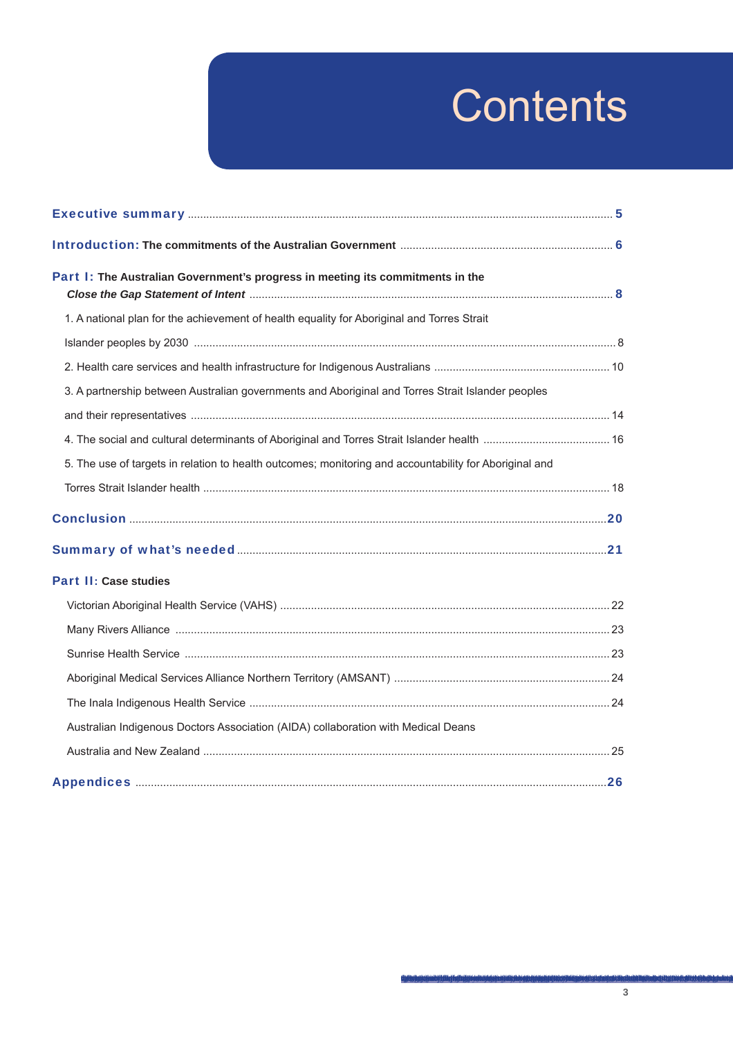# Contents

**Executive summary** ........................................................................ 5

**Introduction:** **The commitments of the Australian Government** ........................................ 6

**Part I:** **The Australian Government's progress in meeting its commitments in the *Close the Gap Statement of Intent*** ........................................ 8

1. A national plan for the achievement of health equality for Aboriginal and Torres Strait Islander peoples by 2030 ........................................ 8
2. Health care services and health infrastructure for Indigenous Australians ........................................ 10
3. A partnership between Australian governments and Aboriginal and Torres Strait Islander peoples and their representatives ........................................ 14
4. The social and cultural determinants of Aboriginal and Torres Strait Islander health ........................................ 16
5. The use of targets in relation to health outcomes; monitoring and accountability for Aboriginal and Torres Strait Islander health ........................................ 18

**Conclusion** ........................................................................ 20

**Summary of what's needed** ........................................................................ 21

**Part II:** **Case studies**

Victorian Aboriginal Health Service (VAHS) ........................................ 22

Many Rivers Alliance ........................................ 23

Sunrise Health Service ........................................ 23

Aboriginal Medical Services Alliance Northern Territory (AMSANT) ........................................ 24

The Inala Indigenous Health Service ........................................ 24

Australian Indigenous Doctors Association (AIDA) collaboration with Medical Deans Australia and New Zealand ........................................ 25

**Appendices** ........................................................................ 26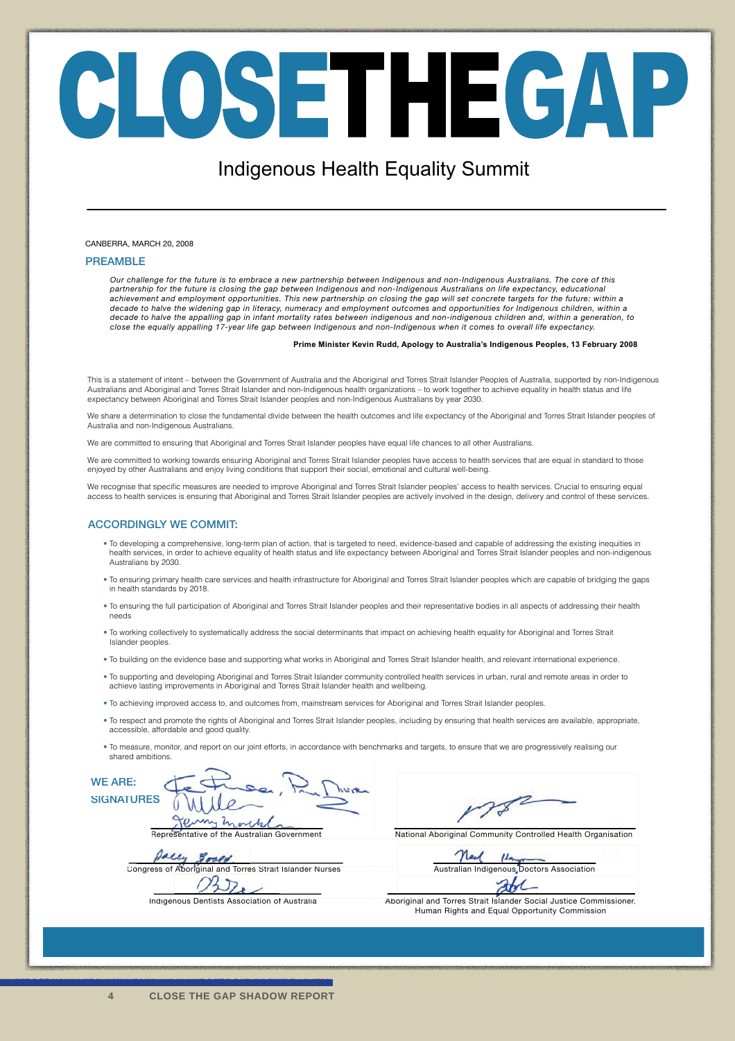# CLOSE THE GAP

## Indigenous Health Equality Summit

CANBERRA, MARCH 20, 2008

### PREAMBLE

*Our challenge for the future is to embrace a new partnership between Indigenous and non-Indigenous Australians. The core of this partnership for the future is closing the gap between Indigenous and non-Indigenous Australians on life expectancy, educational achievement and employment opportunities. This new partnership on closing the gap will set concrete targets for the future: within a decade to halve the widening gap in literacy, numeracy and employment outcomes and opportunities for Indigenous children, within a decade to halve the appalling gap in infant mortality rates between indigenous and non-indigenous children and, within a generation, to close the equally appalling 17-year life gap between Indigenous and non-Indigenous when it comes to overall life expectancy.*

**Prime Minister Kevin Rudd, Apology to Australia's Indigenous Peoples, 13 February 2008**

This is a statement of intent – between the Government of Australia and the Aboriginal and Torres Strait Islander Peoples of Australia, supported by non-Indigenous Australians and Aboriginal and Torres Strait Islander and non-Indigenous health organizations – to work together to achieve equality in health status and life expectancy between Aboriginal and Torres Strait Islander peoples and non-Indigenous Australians by year 2030.

We share a determination to close the fundamental divide between the health outcomes and life expectancy of the Aboriginal and Torres Strait Islander peoples of Australia and non-Indigenous Australians.

We are committed to ensuring that Aboriginal and Torres Strait Islander peoples have equal life chances to all other Australians.

We are committed to working towards ensuring Aboriginal and Torres Strait Islander peoples have access to health services that are equal in standard to those enjoyed by other Australians and enjoy living conditions that support their social, emotional and cultural well-being.

We recognise that specific measures are needed to improve Aboriginal and Torres Strait Islander peoples' access to health services. Crucial to ensuring equal access to health services is ensuring that Aboriginal and Torres Strait Islander peoples are actively involved in the design, delivery and control of these services.

### ACCORDINGLY WE COMMIT:

- To developing a comprehensive, long-term plan of action, that is targeted to need, evidence-based and capable of addressing the existing inequities in health services, in order to achieve equality of health status and life expectancy between Aboriginal and Torres Strait Islander peoples and non-indigenous Australians by 2030.
- To ensuring primary health care services and health infrastructure for Aboriginal and Torres Strait Islander peoples which are capable of bridging the gaps in health standards by 2018.
- To ensuring the full participation of Aboriginal and Torres Strait Islander peoples and their representative bodies in all aspects of addressing their health needs
- To working collectively to systematically address the social determinants that impact on achieving health equality for Aboriginal and Torres Strait Islander peoples.
- To building on the evidence base and supporting what works in Aboriginal and Torres Strait Islander health, and relevant international experience.
- To supporting and developing Aboriginal and Torres Strait Islander community controlled health services in urban, rural and remote areas in order to achieve lasting improvements in Aboriginal and Torres Strait Islander health and wellbeing.
- To achieving improved access to, and outcomes from, mainstream services for Aboriginal and Torres Strait Islander peoples.
- To respect and promote the rights of Aboriginal and Torres Strait Islander peoples, including by ensuring that health services are available, appropriate, accessible, affordable and good quality.
- To measure, monitor, and report on our joint efforts, in accordance with benchmarks and targets, to ensure that we are progressively realising our shared ambitions.

### WE ARE: SIGNATURES

Representative of the Australian Government

National Aboriginal Community Controlled Health Organisation

Congress of Aboriginal and Torres Strait Islander Nurses

Australian Indigenous Doctors Association

Indigenous Dentists Association of Australia

Aboriginal and Torres Strait Islander Social Justice Commissioner. Human Rights and Equal Opportunity Commission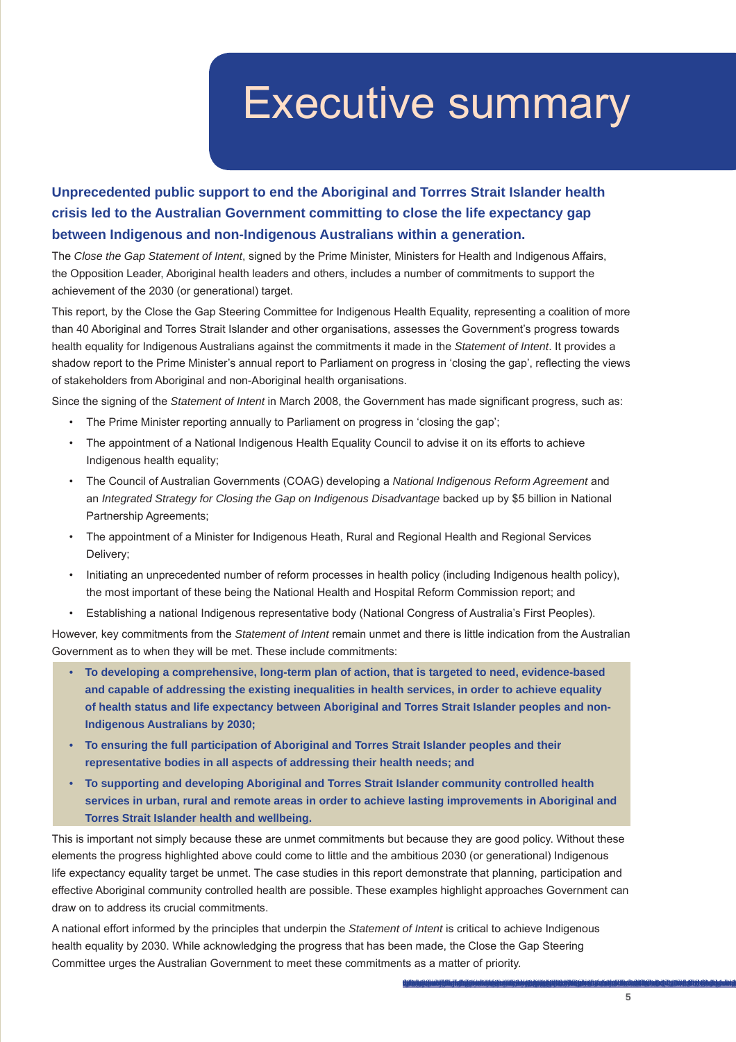# Executive summary

**Unprecedented public support to end the Aboriginal and Torrres Strait Islander health crisis led to the Australian Government committing to close the life expectancy gap between Indigenous and non-Indigenous Australians within a generation.**

The *Close the Gap Statement of Intent*, signed by the Prime Minister, Ministers for Health and Indigenous Affairs, the Opposition Leader, Aboriginal health leaders and others, includes a number of commitments to support the achievement of the 2030 (or generational) target.

This report, by the Close the Gap Steering Committee for Indigenous Health Equality, representing a coalition of more than 40 Aboriginal and Torres Strait Islander and other organisations, assesses the Government's progress towards health equality for Indigenous Australians against the commitments it made in the *Statement of Intent*. It provides a shadow report to the Prime Minister's annual report to Parliament on progress in 'closing the gap', reflecting the views of stakeholders from Aboriginal and non-Aboriginal health organisations.

Since the signing of the *Statement of Intent* in March 2008, the Government has made significant progress, such as:

- The Prime Minister reporting annually to Parliament on progress in 'closing the gap';
- The appointment of a National Indigenous Health Equality Council to advise it on its efforts to achieve Indigenous health equality;
- The Council of Australian Governments (COAG) developing a *National Indigenous Reform Agreement* and an *Integrated Strategy for Closing the Gap on Indigenous Disadvantage* backed up by $5 billion in National Partnership Agreements;
- The appointment of a Minister for Indigenous Heath, Rural and Regional Health and Regional Services Delivery;
- Initiating an unprecedented number of reform processes in health policy (including Indigenous health policy), the most important of these being the National Health and Hospital Reform Commission report; and
- Establishing a national Indigenous representative body (National Congress of Australia's First Peoples).

However, key commitments from the *Statement of Intent* remain unmet and there is little indication from the Australian Government as to when they will be met. These include commitments:

- **To developing a comprehensive, long-term plan of action, that is targeted to need, evidence-based and capable of addressing the existing inequalities in health services, in order to achieve equality of health status and life expectancy between Aboriginal and Torres Strait Islander peoples and non-Indigenous Australians by 2030;**
- **To ensuring the full participation of Aboriginal and Torres Strait Islander peoples and their representative bodies in all aspects of addressing their health needs; and**
- **To supporting and developing Aboriginal and Torres Strait Islander community controlled health services in urban, rural and remote areas in order to achieve lasting improvements in Aboriginal and Torres Strait Islander health and wellbeing.**

This is important not simply because these are unmet commitments but because they are good policy. Without these elements the progress highlighted above could come to little and the ambitious 2030 (or generational) Indigenous life expectancy equality target be unmet. The case studies in this report demonstrate that planning, participation and effective Aboriginal community controlled health are possible. These examples highlight approaches Government can draw on to address its crucial commitments.

A national effort informed by the principles that underpin the *Statement of Intent* is critical to achieve Indigenous health equality by 2030. While acknowledging the progress that has been made, the Close the Gap Steering Committee urges the Australian Government to meet these commitments as a matter of priority.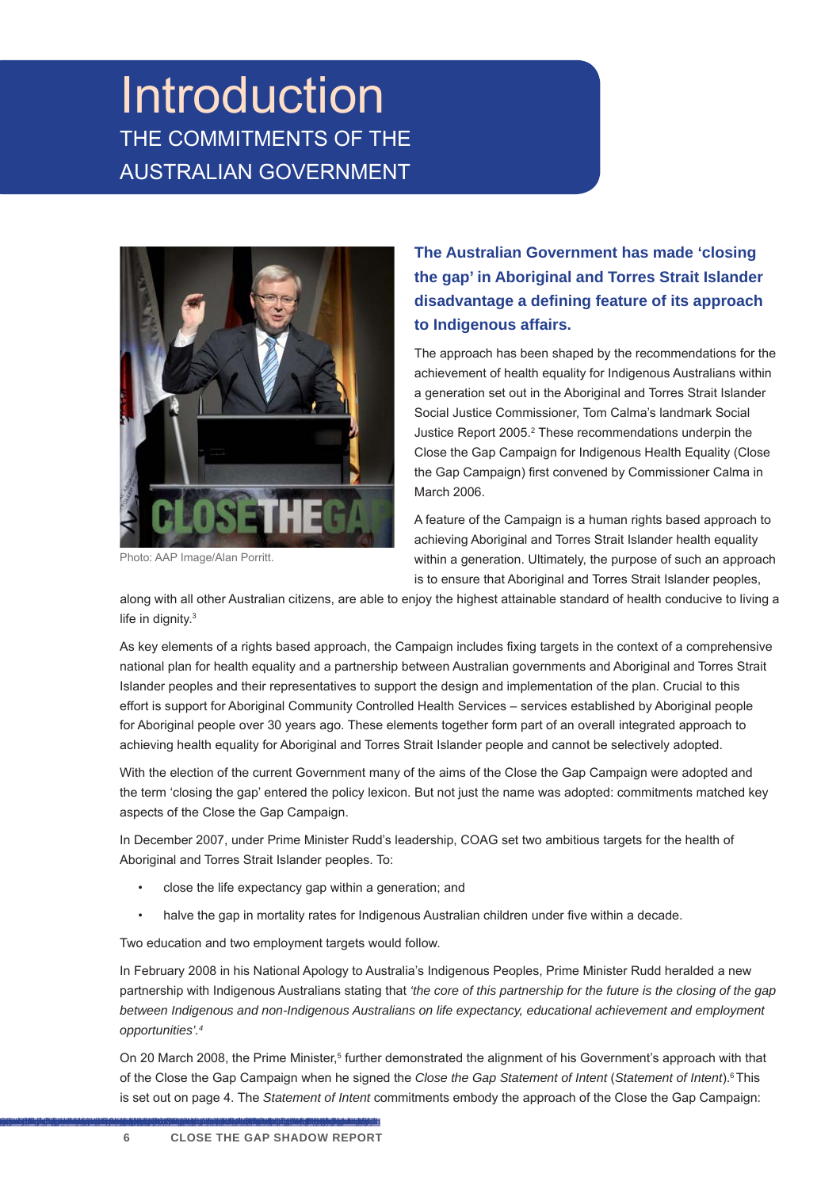# Introduction

## THE COMMITMENTS OF THE AUSTRALIAN GOVERNMENT

Photo: AAP Image/Alan Porritt.

**The Australian Government has made 'closing the gap' in Aboriginal and Torres Strait Islander disadvantage a defining feature of its approach to Indigenous affairs.**

The approach has been shaped by the recommendations for the achievement of health equality for Indigenous Australians within a generation set out in the Aboriginal and Torres Strait Islander Social Justice Commissioner, Tom Calma's landmark Social Justice Report 2005.[2] These recommendations underpin the Close the Gap Campaign for Indigenous Health Equality (Close the Gap Campaign) first convened by Commissioner Calma in March 2006.

A feature of the Campaign is a human rights based approach to achieving Aboriginal and Torres Strait Islander health equality within a generation. Ultimately, the purpose of such an approach is to ensure that Aboriginal and Torres Strait Islander peoples, along with all other Australian citizens, are able to enjoy the highest attainable standard of health conducive to living a life in dignity.[3]

As key elements of a rights based approach, the Campaign includes fixing targets in the context of a comprehensive national plan for health equality and a partnership between Australian governments and Aboriginal and Torres Strait Islander peoples and their representatives to support the design and implementation of the plan. Crucial to this effort is support for Aboriginal Community Controlled Health Services – services established by Aboriginal people for Aboriginal people over 30 years ago. These elements together form part of an overall integrated approach to achieving health equality for Aboriginal and Torres Strait Islander people and cannot be selectively adopted.

With the election of the current Government many of the aims of the Close the Gap Campaign were adopted and the term 'closing the gap' entered the policy lexicon. But not just the name was adopted: commitments matched key aspects of the Close the Gap Campaign.

In December 2007, under Prime Minister Rudd's leadership, COAG set two ambitious targets for the health of Aboriginal and Torres Strait Islander peoples. To:

- close the life expectancy gap within a generation; and
- halve the gap in mortality rates for Indigenous Australian children under five within a decade.

Two education and two employment targets would follow.

In February 2008 in his National Apology to Australia's Indigenous Peoples, Prime Minister Rudd heralded a new partnership with Indigenous Australians stating that *'the core of this partnership for the future is the closing of the gap between Indigenous and non-Indigenous Australians on life expectancy, educational achievement and employment opportunities'.*[4]

On 20 March 2008, the Prime Minister,[5] further demonstrated the alignment of his Government's approach with that of the Close the Gap Campaign when he signed the *Close the Gap Statement of Intent* (*Statement of Intent*).[6] This is set out on page 4. The *Statement of Intent* commitments embody the approach of the Close the Gap Campaign: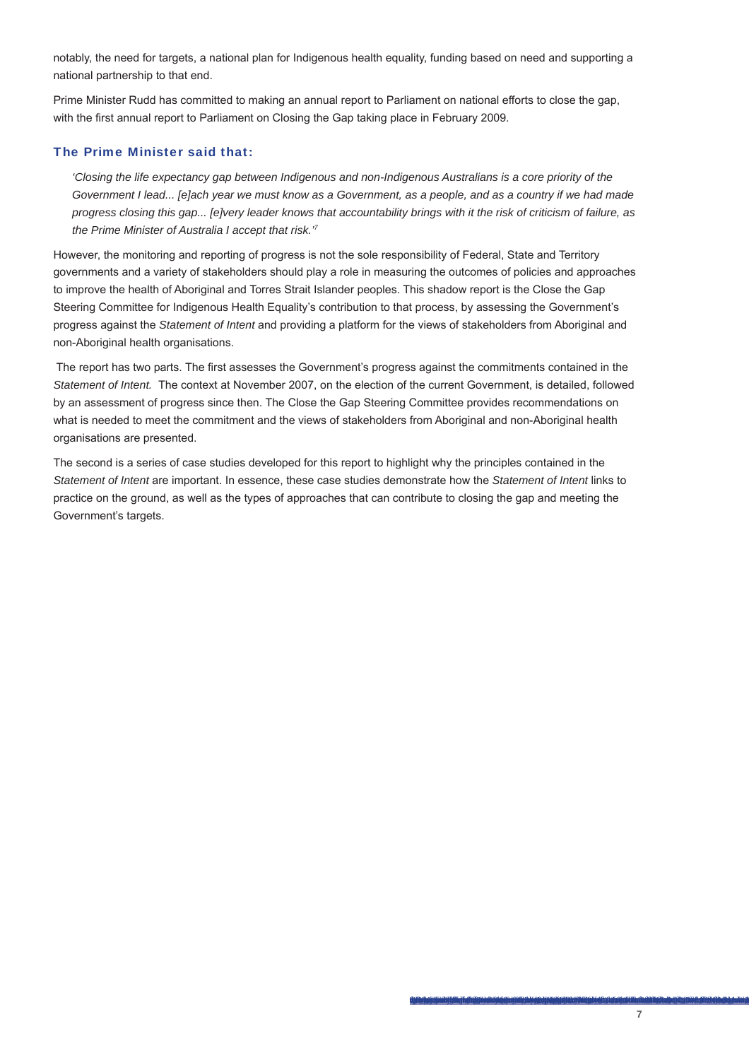notably, the need for targets, a national plan for Indigenous health equality, funding based on need and supporting a national partnership to that end.

Prime Minister Rudd has committed to making an annual report to Parliament on national efforts to close the gap, with the first annual report to Parliament on Closing the Gap taking place in February 2009.

### The Prime Minister said that:

> *'Closing the life expectancy gap between Indigenous and non-Indigenous Australians is a core priority of the Government I lead... [e]ach year we must know as a Government, as a people, and as a country if we had made progress closing this gap... [e]very leader knows that accountability brings with it the risk of criticism of failure, as the Prime Minister of Australia I accept that risk.'*[7]

However, the monitoring and reporting of progress is not the sole responsibility of Federal, State and Territory governments and a variety of stakeholders should play a role in measuring the outcomes of policies and approaches to improve the health of Aboriginal and Torres Strait Islander peoples. This shadow report is the Close the Gap Steering Committee for Indigenous Health Equality's contribution to that process, by assessing the Government's progress against the *Statement of Intent* and providing a platform for the views of stakeholders from Aboriginal and non-Aboriginal health organisations.

The report has two parts. The first assesses the Government's progress against the commitments contained in the *Statement of Intent.* The context at November 2007, on the election of the current Government, is detailed, followed by an assessment of progress since then. The Close the Gap Steering Committee provides recommendations on what is needed to meet the commitment and the views of stakeholders from Aboriginal and non-Aboriginal health organisations are presented.

The second is a series of case studies developed for this report to highlight why the principles contained in the *Statement of Intent* are important. In essence, these case studies demonstrate how the *Statement of Intent* links to practice on the ground, as well as the types of approaches that can contribute to closing the gap and meeting the Government's targets.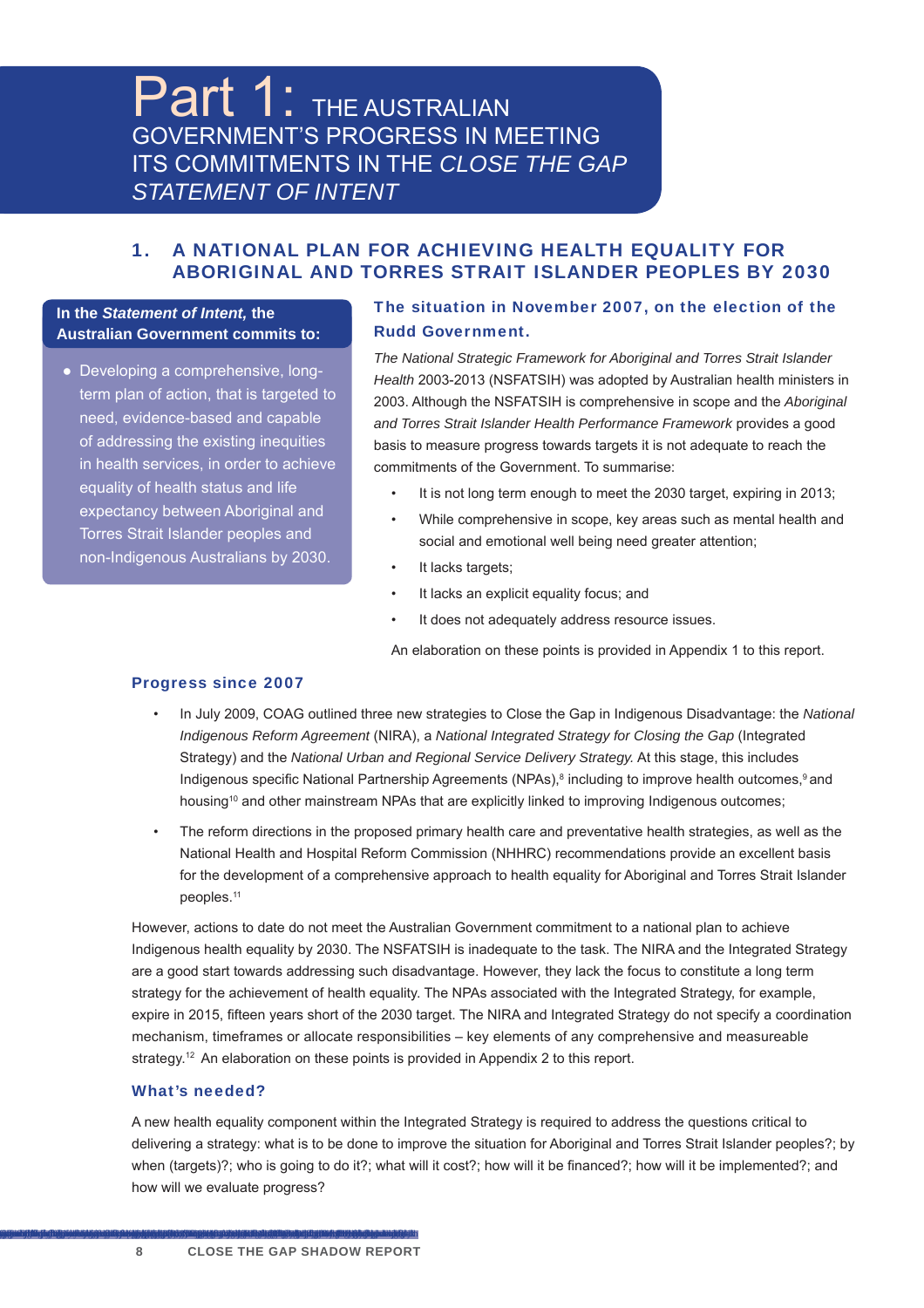# Part 1: THE AUSTRALIAN GOVERNMENT'S PROGRESS IN MEETING ITS COMMITMENTS IN THE *CLOSE THE GAP STATEMENT OF INTENT*

## 1. A NATIONAL PLAN FOR ACHIEVING HEALTH EQUALITY FOR ABORIGINAL AND TORRES STRAIT ISLANDER PEOPLES BY 2030

**In the *Statement of Intent,* the Australian Government commits to:**

- Developing a comprehensive, long-term plan of action, that is targeted to need, evidence-based and capable of addressing the existing inequities in health services, in order to achieve equality of health status and life expectancy between Aboriginal and Torres Strait Islander peoples and non-Indigenous Australians by 2030.

### The situation in November 2007, on the election of the Rudd Government.

*The National Strategic Framework for Aboriginal and Torres Strait Islander Health* 2003-2013 (NSFATSIH) was adopted by Australian health ministers in 2003. Although the NSFATSIH is comprehensive in scope and the *Aboriginal and Torres Strait Islander Health Performance Framework* provides a good basis to measure progress towards targets it is not adequate to reach the commitments of the Government. To summarise:

- It is not long term enough to meet the 2030 target, expiring in 2013;
- While comprehensive in scope, key areas such as mental health and social and emotional well being need greater attention;
- It lacks targets;
- It lacks an explicit equality focus; and
- It does not adequately address resource issues.

An elaboration on these points is provided in Appendix 1 to this report.

### Progress since 2007

- In July 2009, COAG outlined three new strategies to Close the Gap in Indigenous Disadvantage: the *National Indigenous Reform Agreement* (NIRA), a *National Integrated Strategy for Closing the Gap* (Integrated Strategy) and the *National Urban and Regional Service Delivery Strategy.* At this stage, this includes Indigenous specific National Partnership Agreements (NPAs),[8] including to improve health outcomes,[9] and housing[10] and other mainstream NPAs that are explicitly linked to improving Indigenous outcomes;
- The reform directions in the proposed primary health care and preventative health strategies, as well as the National Health and Hospital Reform Commission (NHHRC) recommendations provide an excellent basis for the development of a comprehensive approach to health equality for Aboriginal and Torres Strait Islander peoples.[11]

However, actions to date do not meet the Australian Government commitment to a national plan to achieve Indigenous health equality by 2030. The NSFATSIH is inadequate to the task. The NIRA and the Integrated Strategy are a good start towards addressing such disadvantage. However, they lack the focus to constitute a long term strategy for the achievement of health equality. The NPAs associated with the Integrated Strategy, for example, expire in 2015, fifteen years short of the 2030 target. The NIRA and Integrated Strategy do not specify a coordination mechanism, timeframes or allocate responsibilities – key elements of any comprehensive and measureable strategy.[12] An elaboration on these points is provided in Appendix 2 to this report.

### What's needed?

A new health equality component within the Integrated Strategy is required to address the questions critical to delivering a strategy: what is to be done to improve the situation for Aboriginal and Torres Strait Islander peoples?; by when (targets)?; who is going to do it?; what will it cost?; how will it be financed?; how will it be implemented?; and how will we evaluate progress?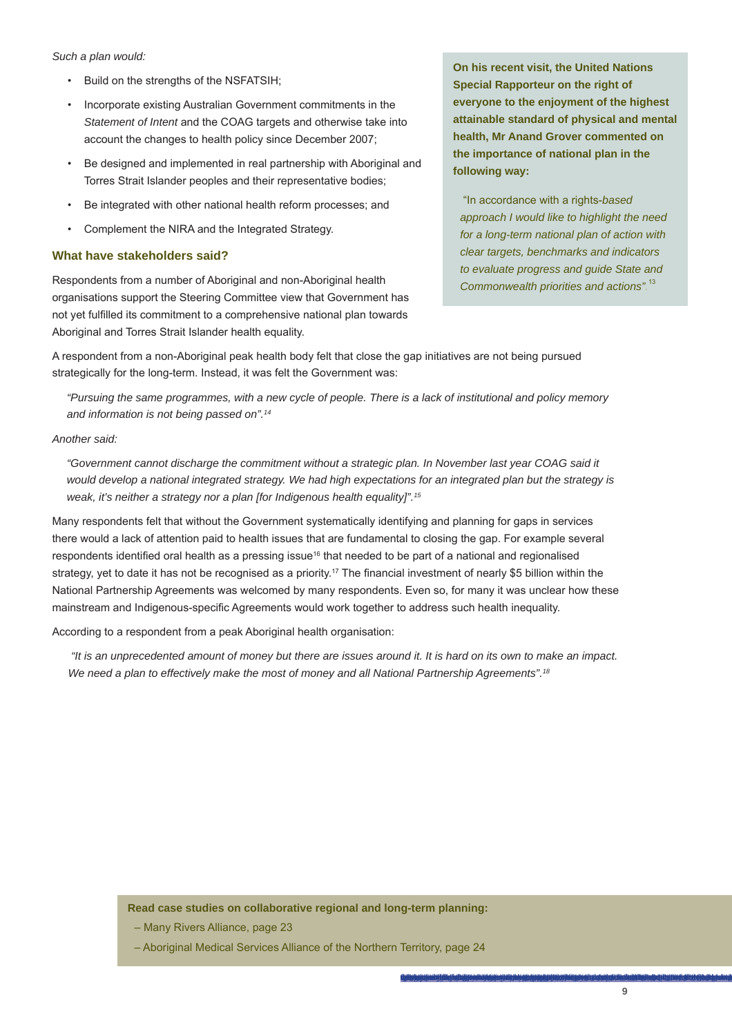*Such a plan would:*

- Build on the strengths of the NSFATSIH;
- Incorporate existing Australian Government commitments in the *Statement of Intent* and the COAG targets and otherwise take into account the changes to health policy since December 2007;
- Be designed and implemented in real partnership with Aboriginal and Torres Strait Islander peoples and their representative bodies;
- Be integrated with other national health reform processes; and
- Complement the NIRA and the Integrated Strategy.

### What have stakeholders said?

Respondents from a number of Aboriginal and non-Aboriginal health organisations support the Steering Committee view that Government has not yet fulfilled its commitment to a comprehensive national plan towards Aboriginal and Torres Strait Islander health equality.

**On his recent visit, the United Nations Special Rapporteur on the right of everyone to the enjoyment of the highest attainable standard of physical and mental health, Mr Anand Grover commented on the importance of national plan in the following way:**

> "In accordance with a rights-*based approach I would like to highlight the need for a long-term national plan of action with clear targets, benchmarks and indicators to evaluate progress and guide State and Commonwealth priorities and actions".*[13]

A respondent from a non-Aboriginal peak health body felt that close the gap initiatives are not being pursued strategically for the long-term. Instead, it was felt the Government was:

> *"Pursuing the same programmes, with a new cycle of people. There is a lack of institutional and policy memory and information is not being passed on".*[14]

*Another said:*

> *"Government cannot discharge the commitment without a strategic plan. In November last year COAG said it would develop a national integrated strategy. We had high expectations for an integrated plan but the strategy is weak, it's neither a strategy nor a plan [for Indigenous health equality]".*[15]

Many respondents felt that without the Government systematically identifying and planning for gaps in services there would a lack of attention paid to health issues that are fundamental to closing the gap. For example several respondents identified oral health as a pressing issue[16] that needed to be part of a national and regionalised strategy, yet to date it has not be recognised as a priority.[17] The financial investment of nearly $5 billion within the National Partnership Agreements was welcomed by many respondents. Even so, for many it was unclear how these mainstream and Indigenous-specific Agreements would work together to address such health inequality.

According to a respondent from a peak Aboriginal health organisation:

> *"It is an unprecedented amount of money but there are issues around it. It is hard on its own to make an impact. We need a plan to effectively make the most of money and all National Partnership Agreements".*[18]

**Read case studies on collaborative regional and long-term planning:**

– Many Rivers Alliance, page 23

– Aboriginal Medical Services Alliance of the Northern Territory, page 24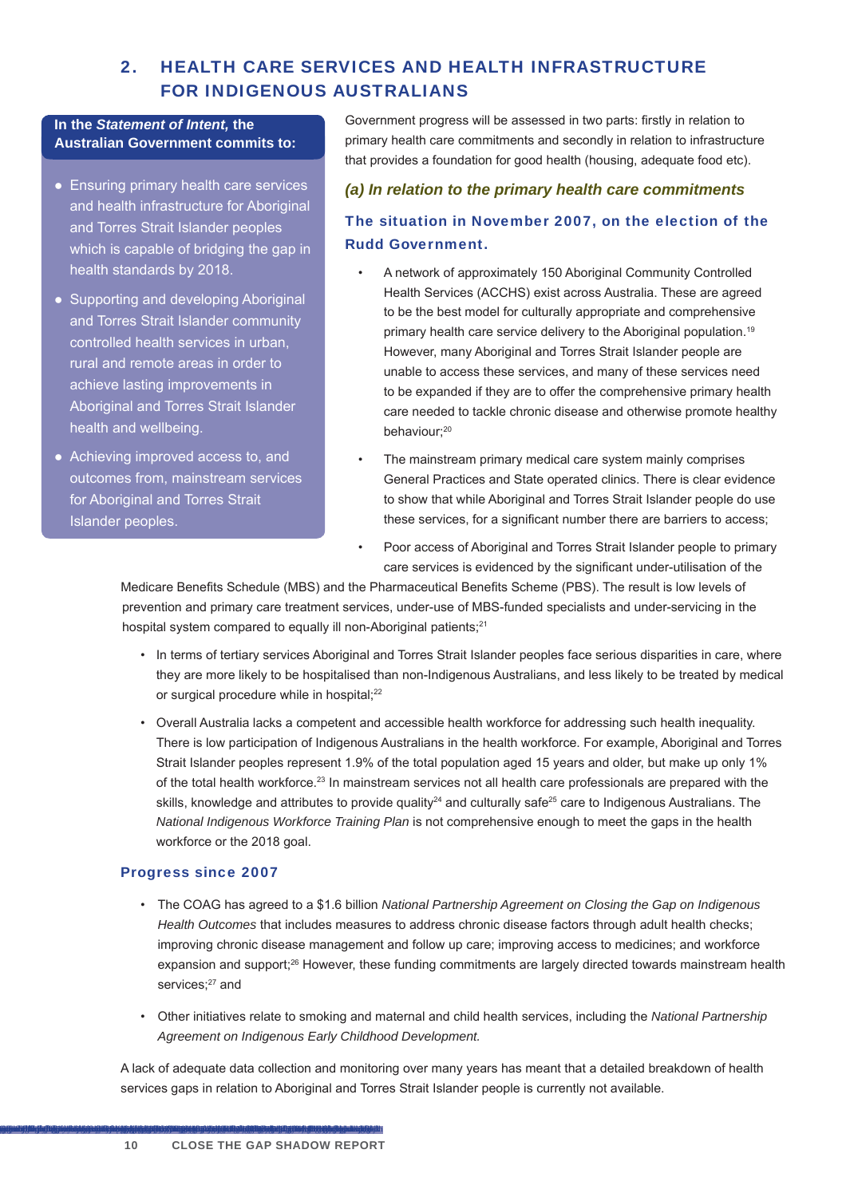## 2. HEALTH CARE SERVICES AND HEALTH INFRASTRUCTURE FOR INDIGENOUS AUSTRALIANS

**In the *Statement of Intent*, the Australian Government commits to:**

- Ensuring primary health care services and health infrastructure for Aboriginal and Torres Strait Islander peoples which is capable of bridging the gap in health standards by 2018.
- Supporting and developing Aboriginal and Torres Strait Islander community controlled health services in urban, rural and remote areas in order to achieve lasting improvements in Aboriginal and Torres Strait Islander health and wellbeing.
- Achieving improved access to, and outcomes from, mainstream services for Aboriginal and Torres Strait Islander peoples.

Government progress will be assessed in two parts: firstly in relation to primary health care commitments and secondly in relation to infrastructure that provides a foundation for good health (housing, adequate food etc).

### *(a) In relation to the primary health care commitments*

#### The situation in November 2007, on the election of the Rudd Government.

- A network of approximately 150 Aboriginal Community Controlled Health Services (ACCHS) exist across Australia. These are agreed to be the best model for culturally appropriate and comprehensive primary health care service delivery to the Aboriginal population.[19] However, many Aboriginal and Torres Strait Islander people are unable to access these services, and many of these services need to be expanded if they are to offer the comprehensive primary health care needed to tackle chronic disease and otherwise promote healthy behaviour;[20]
- The mainstream primary medical care system mainly comprises General Practices and State operated clinics. There is clear evidence to show that while Aboriginal and Torres Strait Islander people do use these services, for a significant number there are barriers to access;
- Poor access of Aboriginal and Torres Strait Islander people to primary care services is evidenced by the significant under-utilisation of the Medicare Benefits Schedule (MBS) and the Pharmaceutical Benefits Scheme (PBS). The result is low levels of prevention and primary care treatment services, under-use of MBS-funded specialists and under-servicing in the hospital system compared to equally ill non-Aboriginal patients;[21]
- In terms of tertiary services Aboriginal and Torres Strait Islander peoples face serious disparities in care, where they are more likely to be hospitalised than non-Indigenous Australians, and less likely to be treated by medical or surgical procedure while in hospital;[22]
- Overall Australia lacks a competent and accessible health workforce for addressing such health inequality. There is low participation of Indigenous Australians in the health workforce. For example, Aboriginal and Torres Strait Islander peoples represent 1.9% of the total population aged 15 years and older, but make up only 1% of the total health workforce.[23] In mainstream services not all health care professionals are prepared with the skills, knowledge and attributes to provide quality[24] and culturally safe[25] care to Indigenous Australians. The *National Indigenous Workforce Training Plan* is not comprehensive enough to meet the gaps in the health workforce or the 2018 goal.

#### Progress since 2007

- The COAG has agreed to a $1.6 billion *National Partnership Agreement on Closing the Gap on Indigenous Health Outcomes* that includes measures to address chronic disease factors through adult health checks; improving chronic disease management and follow up care; improving access to medicines; and workforce expansion and support;[26] However, these funding commitments are largely directed towards mainstream health services;[27] and
- Other initiatives relate to smoking and maternal and child health services, including the *National Partnership Agreement on Indigenous Early Childhood Development.*

A lack of adequate data collection and monitoring over many years has meant that a detailed breakdown of health services gaps in relation to Aboriginal and Torres Strait Islander people is currently not available.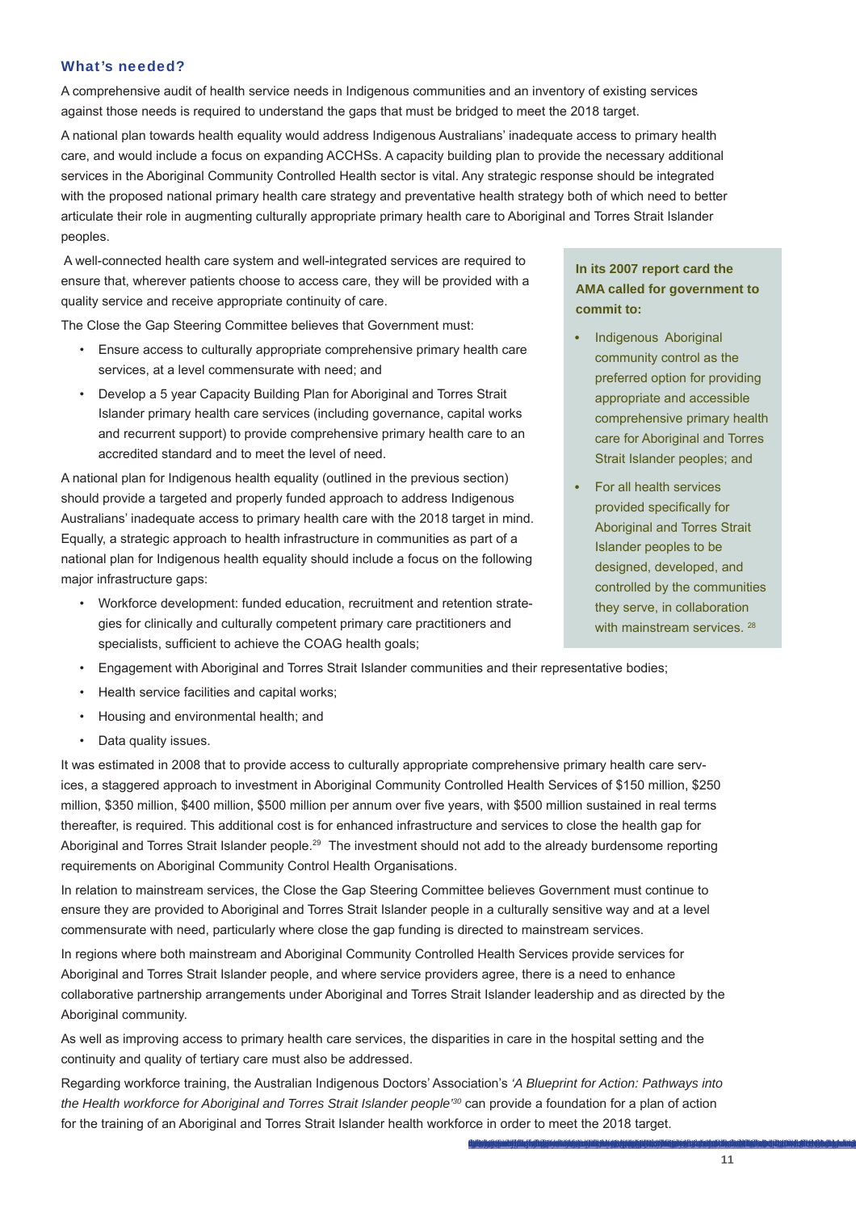### What's needed?

A comprehensive audit of health service needs in Indigenous communities and an inventory of existing services against those needs is required to understand the gaps that must be bridged to meet the 2018 target.

A national plan towards health equality would address Indigenous Australians' inadequate access to primary health care, and would include a focus on expanding ACCHSs. A capacity building plan to provide the necessary additional services in the Aboriginal Community Controlled Health sector is vital. Any strategic response should be integrated with the proposed national primary health care strategy and preventative health strategy both of which need to better articulate their role in augmenting culturally appropriate primary health care to Aboriginal and Torres Strait Islander peoples.

A well-connected health care system and well-integrated services are required to ensure that, wherever patients choose to access care, they will be provided with a quality service and receive appropriate continuity of care.

The Close the Gap Steering Committee believes that Government must:

- Ensure access to culturally appropriate comprehensive primary health care services, at a level commensurate with need; and
- Develop a 5 year Capacity Building Plan for Aboriginal and Torres Strait Islander primary health care services (including governance, capital works and recurrent support) to provide comprehensive primary health care to an accredited standard and to meet the level of need.

A national plan for Indigenous health equality (outlined in the previous section) should provide a targeted and properly funded approach to address Indigenous Australians' inadequate access to primary health care with the 2018 target in mind. Equally, a strategic approach to health infrastructure in communities as part of a national plan for Indigenous health equality should include a focus on the following major infrastructure gaps:

- Workforce development: funded education, recruitment and retention strategies for clinically and culturally competent primary care practitioners and specialists, sufficient to achieve the COAG health goals;
- Engagement with Aboriginal and Torres Strait Islander communities and their representative bodies;
- Health service facilities and capital works;
- Housing and environmental health; and
- Data quality issues.

**In its 2007 report card the AMA called for government to commit to:**

- Indigenous Aboriginal community control as the preferred option for providing appropriate and accessible comprehensive primary health care for Aboriginal and Torres Strait Islander peoples; and
- For all health services provided specifically for Aboriginal and Torres Strait Islander peoples to be designed, developed, and controlled by the communities they serve, in collaboration with mainstream services. [28]

It was estimated in 2008 that to provide access to culturally appropriate comprehensive primary health care services, a staggered approach to investment in Aboriginal Community Controlled Health Services of $150 million, $250 million, $350 million, $400 million, $500 million per annum over five years, with $500 million sustained in real terms thereafter, is required. This additional cost is for enhanced infrastructure and services to close the health gap for Aboriginal and Torres Strait Islander people.[29] The investment should not add to the already burdensome reporting requirements on Aboriginal Community Control Health Organisations.

In relation to mainstream services, the Close the Gap Steering Committee believes Government must continue to ensure they are provided to Aboriginal and Torres Strait Islander people in a culturally sensitive way and at a level commensurate with need, particularly where close the gap funding is directed to mainstream services.

In regions where both mainstream and Aboriginal Community Controlled Health Services provide services for Aboriginal and Torres Strait Islander people, and where service providers agree, there is a need to enhance collaborative partnership arrangements under Aboriginal and Torres Strait Islander leadership and as directed by the Aboriginal community.

As well as improving access to primary health care services, the disparities in care in the hospital setting and the continuity and quality of tertiary care must also be addressed.

Regarding workforce training, the Australian Indigenous Doctors' Association's *'A Blueprint for Action: Pathways into the Health workforce for Aboriginal and Torres Strait Islander people'*[30] can provide a foundation for a plan of action for the training of an Aboriginal and Torres Strait Islander health workforce in order to meet the 2018 target.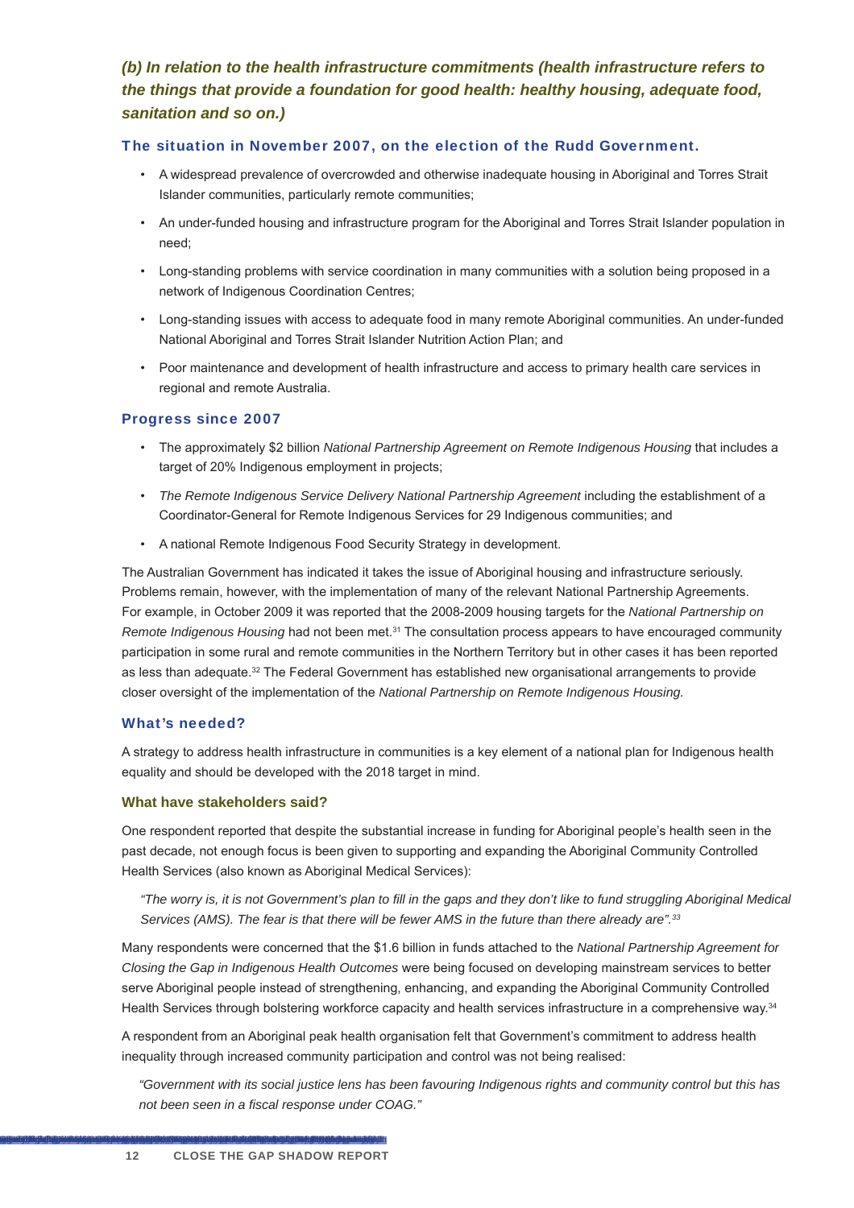### *(b) In relation to the health infrastructure commitments (health infrastructure refers to the things that provide a foundation for good health: healthy housing, adequate food, sanitation and so on.)*

#### The situation in November 2007, on the election of the Rudd Government.

- A widespread prevalence of overcrowded and otherwise inadequate housing in Aboriginal and Torres Strait Islander communities, particularly remote communities;
- An under-funded housing and infrastructure program for the Aboriginal and Torres Strait Islander population in need;
- Long-standing problems with service coordination in many communities with a solution being proposed in a network of Indigenous Coordination Centres;
- Long-standing issues with access to adequate food in many remote Aboriginal communities. An under-funded National Aboriginal and Torres Strait Islander Nutrition Action Plan; and
- Poor maintenance and development of health infrastructure and access to primary health care services in regional and remote Australia.

#### Progress since 2007

- The approximately $2 billion *National Partnership Agreement on Remote Indigenous Housing* that includes a target of 20% Indigenous employment in projects;
- *The Remote Indigenous Service Delivery National Partnership Agreement* including the establishment of a Coordinator-General for Remote Indigenous Services for 29 Indigenous communities; and
- A national Remote Indigenous Food Security Strategy in development.

The Australian Government has indicated it takes the issue of Aboriginal housing and infrastructure seriously. Problems remain, however, with the implementation of many of the relevant National Partnership Agreements. For example, in October 2009 it was reported that the 2008-2009 housing targets for the *National Partnership on Remote Indigenous Housing* had not been met.[31] The consultation process appears to have encouraged community participation in some rural and remote communities in the Northern Territory but in other cases it has been reported as less than adequate.[32] The Federal Government has established new organisational arrangements to provide closer oversight of the implementation of the *National Partnership on Remote Indigenous Housing.*

#### What's needed?

A strategy to address health infrastructure in communities is a key element of a national plan for Indigenous health equality and should be developed with the 2018 target in mind.

#### What have stakeholders said?

One respondent reported that despite the substantial increase in funding for Aboriginal people's health seen in the past decade, not enough focus is been given to supporting and expanding the Aboriginal Community Controlled Health Services (also known as Aboriginal Medical Services):

> *"The worry is, it is not Government's plan to fill in the gaps and they don't like to fund struggling Aboriginal Medical Services (AMS). The fear is that there will be fewer AMS in the future than there already are".[33]*

Many respondents were concerned that the $1.6 billion in funds attached to the *National Partnership Agreement for Closing the Gap in Indigenous Health Outcomes* were being focused on developing mainstream services to better serve Aboriginal people instead of strengthening, enhancing, and expanding the Aboriginal Community Controlled Health Services through bolstering workforce capacity and health services infrastructure in a comprehensive way.[34]

A respondent from an Aboriginal peak health organisation felt that Government's commitment to address health inequality through increased community participation and control was not being realised:

> *"Government with its social justice lens has been favouring Indigenous rights and community control but this has not been seen in a fiscal response under COAG."*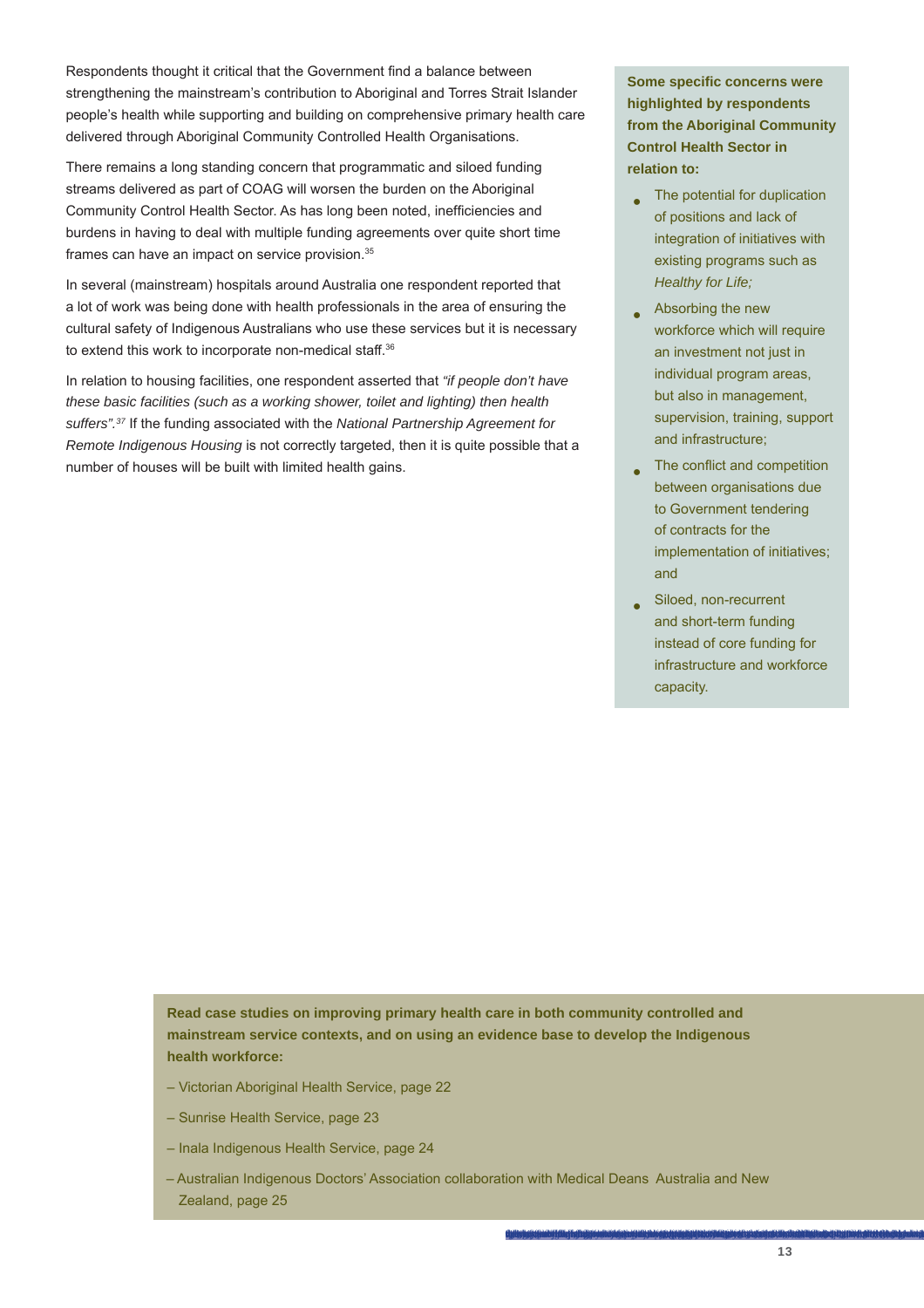Respondents thought it critical that the Government find a balance between strengthening the mainstream's contribution to Aboriginal and Torres Strait Islander people's health while supporting and building on comprehensive primary health care delivered through Aboriginal Community Controlled Health Organisations.

There remains a long standing concern that programmatic and siloed funding streams delivered as part of COAG will worsen the burden on the Aboriginal Community Control Health Sector. As has long been noted, inefficiencies and burdens in having to deal with multiple funding agreements over quite short time frames can have an impact on service provision.[35]

In several (mainstream) hospitals around Australia one respondent reported that a lot of work was being done with health professionals in the area of ensuring the cultural safety of Indigenous Australians who use these services but it is necessary to extend this work to incorporate non-medical staff.[36]

In relation to housing facilities, one respondent asserted that *"if people don't have these basic facilities (such as a working shower, toilet and lighting) then health suffers".*[37] If the funding associated with the *National Partnership Agreement for Remote Indigenous Housing* is not correctly targeted, then it is quite possible that a number of houses will be built with limited health gains.

**Some specific concerns were highlighted by respondents from the Aboriginal Community Control Health Sector in relation to:**

- The potential for duplication of positions and lack of integration of initiatives with existing programs such as *Healthy for Life;*
- Absorbing the new workforce which will require an investment not just in individual program areas, but also in management, supervision, training, support and infrastructure;
- The conflict and competition between organisations due to Government tendering of contracts for the implementation of initiatives; and
- Siloed, non-recurrent and short-term funding instead of core funding for infrastructure and workforce capacity.

**Read case studies on improving primary health care in both community controlled and mainstream service contexts, and on using an evidence base to develop the Indigenous health workforce:**

– Victorian Aboriginal Health Service, page 22

– Sunrise Health Service, page 23

– Inala Indigenous Health Service, page 24

– Australian Indigenous Doctors' Association collaboration with Medical Deans Australia and New Zealand, page 25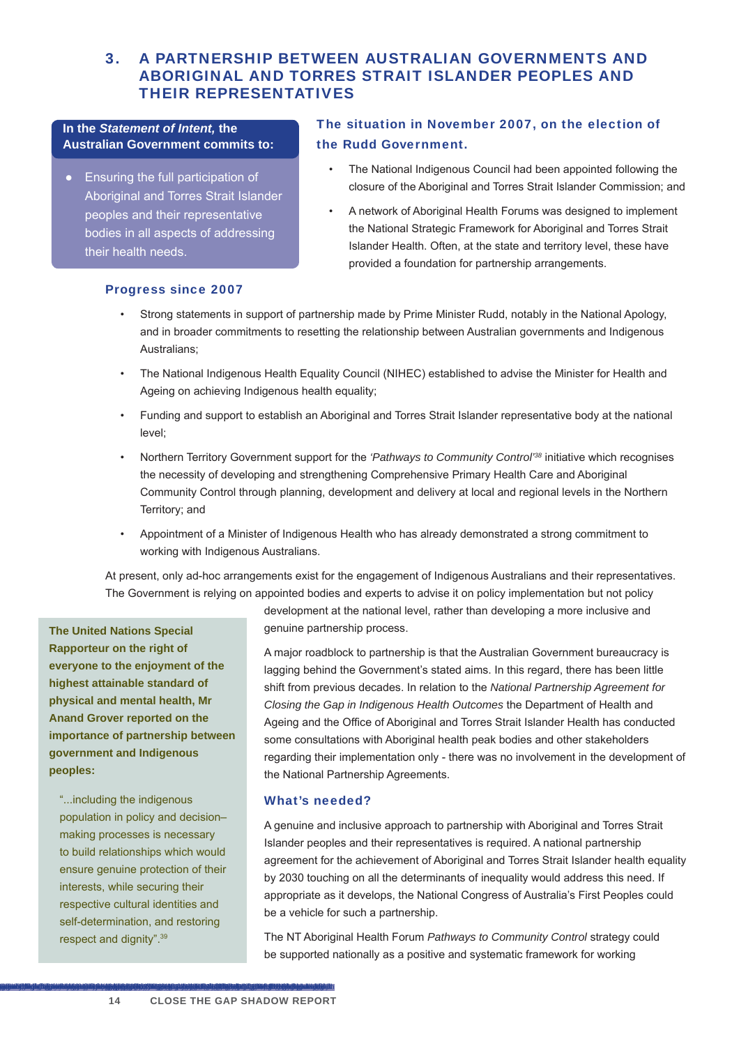## 3. A PARTNERSHIP BETWEEN AUSTRALIAN GOVERNMENTS AND ABORIGINAL AND TORRES STRAIT ISLANDER PEOPLES AND THEIR REPRESENTATIVES

**In the *Statement of Intent,* the Australian Government commits to:**

- Ensuring the full participation of Aboriginal and Torres Strait Islander peoples and their representative bodies in all aspects of addressing their health needs.

### The situation in November 2007, on the election of the Rudd Government.

- The National Indigenous Council had been appointed following the closure of the Aboriginal and Torres Strait Islander Commission; and
- A network of Aboriginal Health Forums was designed to implement the National Strategic Framework for Aboriginal and Torres Strait Islander Health. Often, at the state and territory level, these have provided a foundation for partnership arrangements.

### Progress since 2007

- Strong statements in support of partnership made by Prime Minister Rudd, notably in the National Apology, and in broader commitments to resetting the relationship between Australian governments and Indigenous Australians;
- The National Indigenous Health Equality Council (NIHEC) established to advise the Minister for Health and Ageing on achieving Indigenous health equality;
- Funding and support to establish an Aboriginal and Torres Strait Islander representative body at the national level;
- Northern Territory Government support for the *'Pathways to Community Control'*[38] initiative which recognises the necessity of developing and strengthening Comprehensive Primary Health Care and Aboriginal Community Control through planning, development and delivery at local and regional levels in the Northern Territory; and
- Appointment of a Minister of Indigenous Health who has already demonstrated a strong commitment to working with Indigenous Australians.

At present, only ad-hoc arrangements exist for the engagement of Indigenous Australians and their representatives. The Government is relying on appointed bodies and experts to advise it on policy implementation but not policy development at the national level, rather than developing a more inclusive and genuine partnership process.

A major roadblock to partnership is that the Australian Government bureaucracy is lagging behind the Government's stated aims. In this regard, there has been little shift from previous decades. In relation to the *National Partnership Agreement for Closing the Gap in Indigenous Health Outcomes* the Department of Health and Ageing and the Office of Aboriginal and Torres Strait Islander Health has conducted some consultations with Aboriginal health peak bodies and other stakeholders regarding their implementation only - there was no involvement in the development of the National Partnership Agreements.

**The United Nations Special Rapporteur on the right of everyone to the enjoyment of the highest attainable standard of physical and mental health, Mr Anand Grover reported on the importance of partnership between government and Indigenous peoples:**

> "...including the indigenous population in policy and decision–making processes is necessary to build relationships which would ensure genuine protection of their interests, while securing their respective cultural identities and self-determination, and restoring respect and dignity".[39]

### What's needed?

A genuine and inclusive approach to partnership with Aboriginal and Torres Strait Islander peoples and their representatives is required. A national partnership agreement for the achievement of Aboriginal and Torres Strait Islander health equality by 2030 touching on all the determinants of inequality would address this need. If appropriate as it develops, the National Congress of Australia's First Peoples could be a vehicle for such a partnership.

The NT Aboriginal Health Forum *Pathways to Community Control* strategy could be supported nationally as a positive and systematic framework for working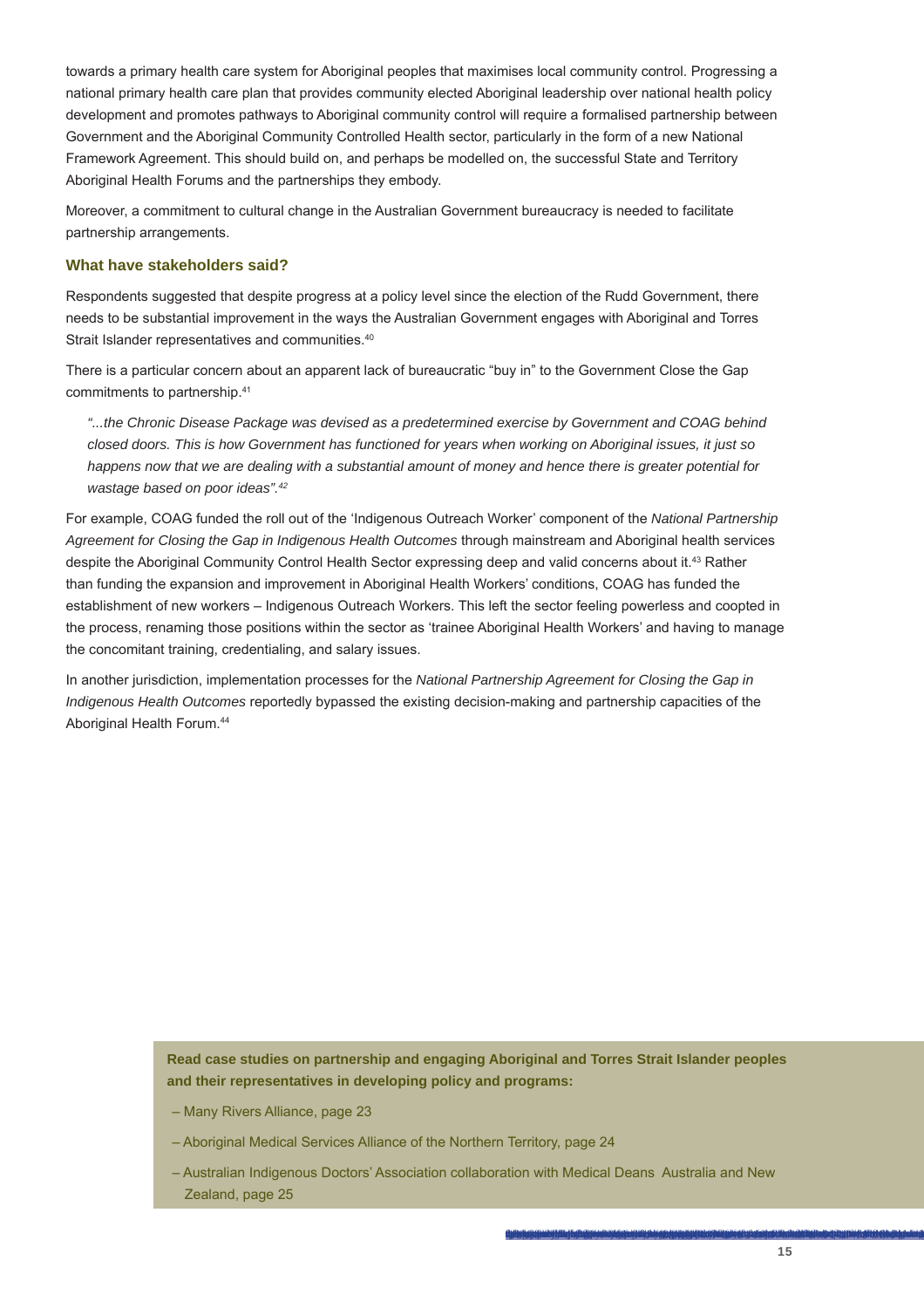towards a primary health care system for Aboriginal peoples that maximises local community control. Progressing a national primary health care plan that provides community elected Aboriginal leadership over national health policy development and promotes pathways to Aboriginal community control will require a formalised partnership between Government and the Aboriginal Community Controlled Health sector, particularly in the form of a new National Framework Agreement. This should build on, and perhaps be modelled on, the successful State and Territory Aboriginal Health Forums and the partnerships they embody.

Moreover, a commitment to cultural change in the Australian Government bureaucracy is needed to facilitate partnership arrangements.

### What have stakeholders said?

Respondents suggested that despite progress at a policy level since the election of the Rudd Government, there needs to be substantial improvement in the ways the Australian Government engages with Aboriginal and Torres Strait Islander representatives and communities.[40]

There is a particular concern about an apparent lack of bureaucratic "buy in" to the Government Close the Gap commitments to partnership.[41]

> *"...the Chronic Disease Package was devised as a predetermined exercise by Government and COAG behind closed doors. This is how Government has functioned for years when working on Aboriginal issues, it just so happens now that we are dealing with a substantial amount of money and hence there is greater potential for wastage based on poor ideas".*[42]

For example, COAG funded the roll out of the 'Indigenous Outreach Worker' component of the *National Partnership Agreement for Closing the Gap in Indigenous Health Outcomes* through mainstream and Aboriginal health services despite the Aboriginal Community Control Health Sector expressing deep and valid concerns about it.[43] Rather than funding the expansion and improvement in Aboriginal Health Workers' conditions, COAG has funded the establishment of new workers – Indigenous Outreach Workers. This left the sector feeling powerless and coopted in the process, renaming those positions within the sector as 'trainee Aboriginal Health Workers' and having to manage the concomitant training, credentialing, and salary issues.

In another jurisdiction, implementation processes for the *National Partnership Agreement for Closing the Gap in Indigenous Health Outcomes* reportedly bypassed the existing decision-making and partnership capacities of the Aboriginal Health Forum.[44]

**Read case studies on partnership and engaging Aboriginal and Torres Strait Islander peoples and their representatives in developing policy and programs:**

- Many Rivers Alliance, page 23
- Aboriginal Medical Services Alliance of the Northern Territory, page 24
- Australian Indigenous Doctors' Association collaboration with Medical Deans Australia and New Zealand, page 25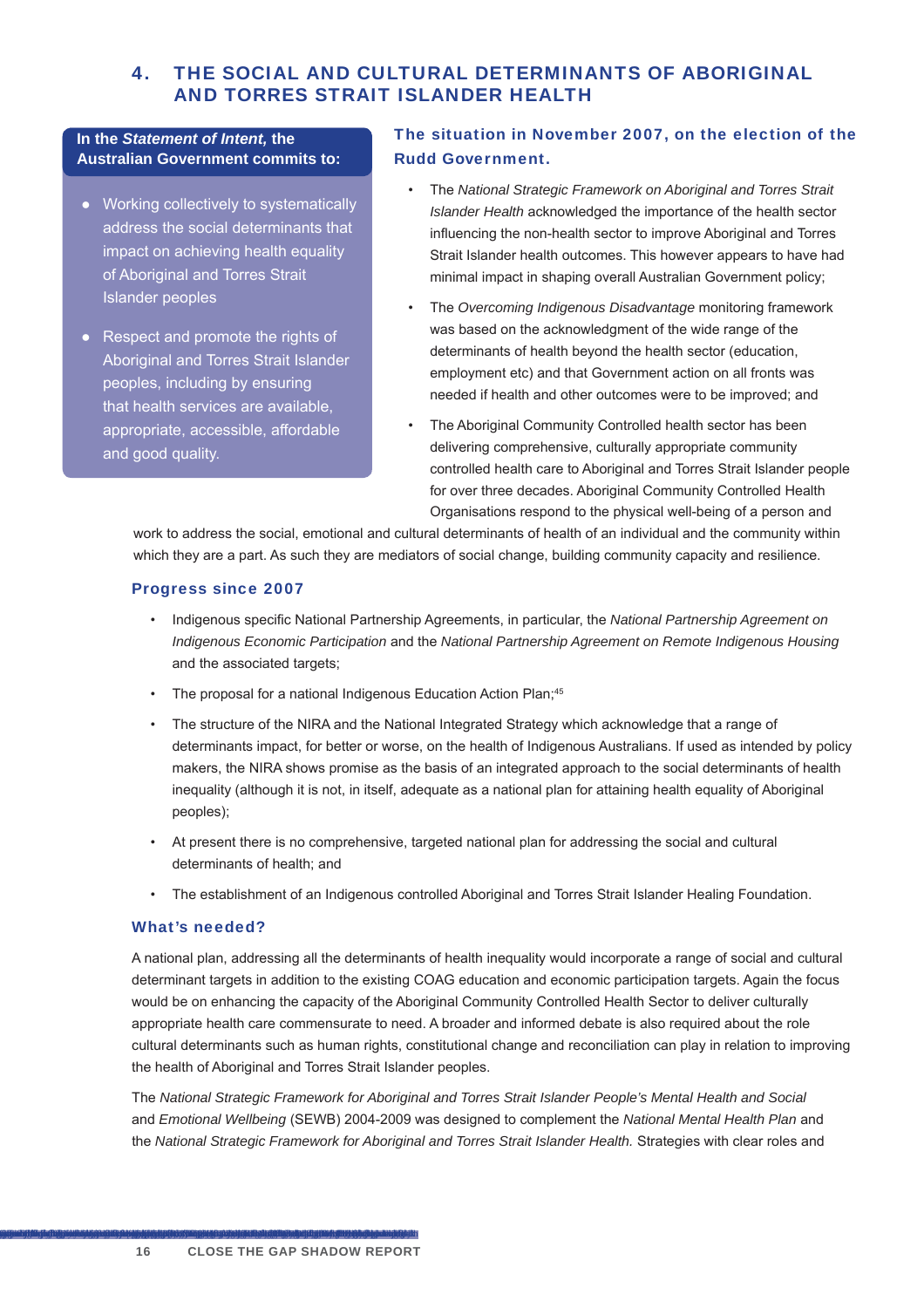## 4. THE SOCIAL AND CULTURAL DETERMINANTS OF ABORIGINAL AND TORRES STRAIT ISLANDER HEALTH

**In the *Statement of Intent,* the Australian Government commits to:**

- Working collectively to systematically address the social determinants that impact on achieving health equality of Aboriginal and Torres Strait Islander peoples
- Respect and promote the rights of Aboriginal and Torres Strait Islander peoples, including by ensuring that health services are available, appropriate, accessible, affordable and good quality.

### The situation in November 2007, on the election of the Rudd Government.

- The *National Strategic Framework on Aboriginal and Torres Strait Islander Health* acknowledged the importance of the health sector influencing the non-health sector to improve Aboriginal and Torres Strait Islander health outcomes. This however appears to have had minimal impact in shaping overall Australian Government policy;
- The *Overcoming Indigenous Disadvantage* monitoring framework was based on the acknowledgment of the wide range of the determinants of health beyond the health sector (education, employment etc) and that Government action on all fronts was needed if health and other outcomes were to be improved; and
- The Aboriginal Community Controlled health sector has been delivering comprehensive, culturally appropriate community controlled health care to Aboriginal and Torres Strait Islander people for over three decades. Aboriginal Community Controlled Health Organisations respond to the physical well-being of a person and work to address the social, emotional and cultural determinants of health of an individual and the community within which they are a part. As such they are mediators of social change, building community capacity and resilience.

### Progress since 2007

- Indigenous specific National Partnership Agreements, in particular, the *National Partnership Agreement on Indigenous Economic Participation* and the *National Partnership Agreement on Remote Indigenous Housing* and the associated targets;
- The proposal for a national Indigenous Education Action Plan;[45]
- The structure of the NIRA and the National Integrated Strategy which acknowledge that a range of determinants impact, for better or worse, on the health of Indigenous Australians. If used as intended by policy makers, the NIRA shows promise as the basis of an integrated approach to the social determinants of health inequality (although it is not, in itself, adequate as a national plan for attaining health equality of Aboriginal peoples);
- At present there is no comprehensive, targeted national plan for addressing the social and cultural determinants of health; and
- The establishment of an Indigenous controlled Aboriginal and Torres Strait Islander Healing Foundation.

### What's needed?

A national plan, addressing all the determinants of health inequality would incorporate a range of social and cultural determinant targets in addition to the existing COAG education and economic participation targets. Again the focus would be on enhancing the capacity of the Aboriginal Community Controlled Health Sector to deliver culturally appropriate health care commensurate to need. A broader and informed debate is also required about the role cultural determinants such as human rights, constitutional change and reconciliation can play in relation to improving the health of Aboriginal and Torres Strait Islander peoples.

The *National Strategic Framework for Aboriginal and Torres Strait Islander People's Mental Health and Social* and *Emotional Wellbeing* (SEWB) 2004-2009 was designed to complement the *National Mental Health Plan* and the *National Strategic Framework for Aboriginal and Torres Strait Islander Health.* Strategies with clear roles and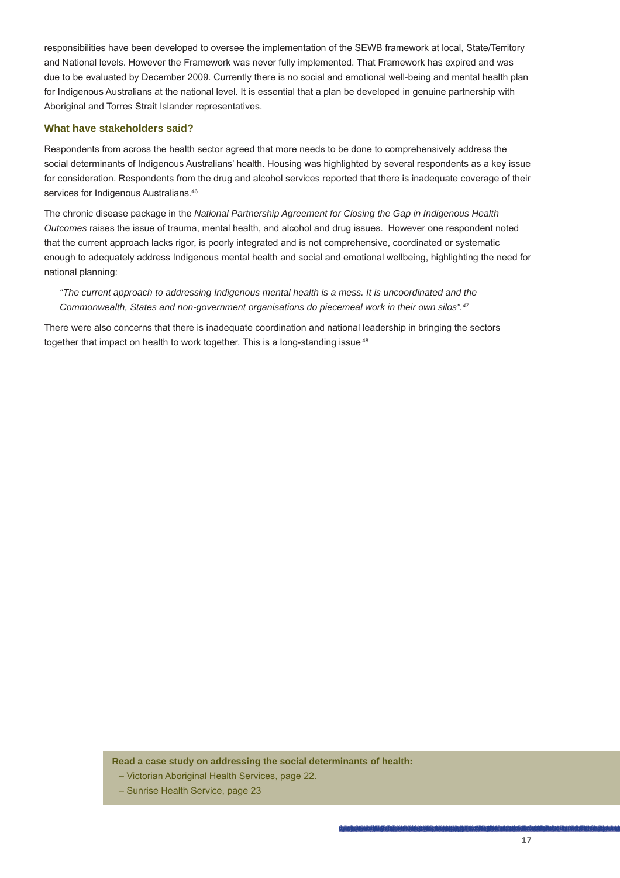responsibilities have been developed to oversee the implementation of the SEWB framework at local, State/Territory and National levels. However the Framework was never fully implemented. That Framework has expired and was due to be evaluated by December 2009. Currently there is no social and emotional well-being and mental health plan for Indigenous Australians at the national level. It is essential that a plan be developed in genuine partnership with Aboriginal and Torres Strait Islander representatives.

### What have stakeholders said?

Respondents from across the health sector agreed that more needs to be done to comprehensively address the social determinants of Indigenous Australians' health. Housing was highlighted by several respondents as a key issue for consideration. Respondents from the drug and alcohol services reported that there is inadequate coverage of their services for Indigenous Australians.[46]

The chronic disease package in the *National Partnership Agreement for Closing the Gap in Indigenous Health Outcomes* raises the issue of trauma, mental health, and alcohol and drug issues. However one respondent noted that the current approach lacks rigor, is poorly integrated and is not comprehensive, coordinated or systematic enough to adequately address Indigenous mental health and social and emotional wellbeing, highlighting the need for national planning:

> *"The current approach to addressing Indigenous mental health is a mess. It is uncoordinated and the Commonwealth, States and non-government organisations do piecemeal work in their own silos".*[47]

There were also concerns that there is inadequate coordination and national leadership in bringing the sectors together that impact on health to work together. This is a long-standing issue[48]

**Read a case study on addressing the social determinants of health:**

– Victorian Aboriginal Health Services, page 22.

– Sunrise Health Service, page 23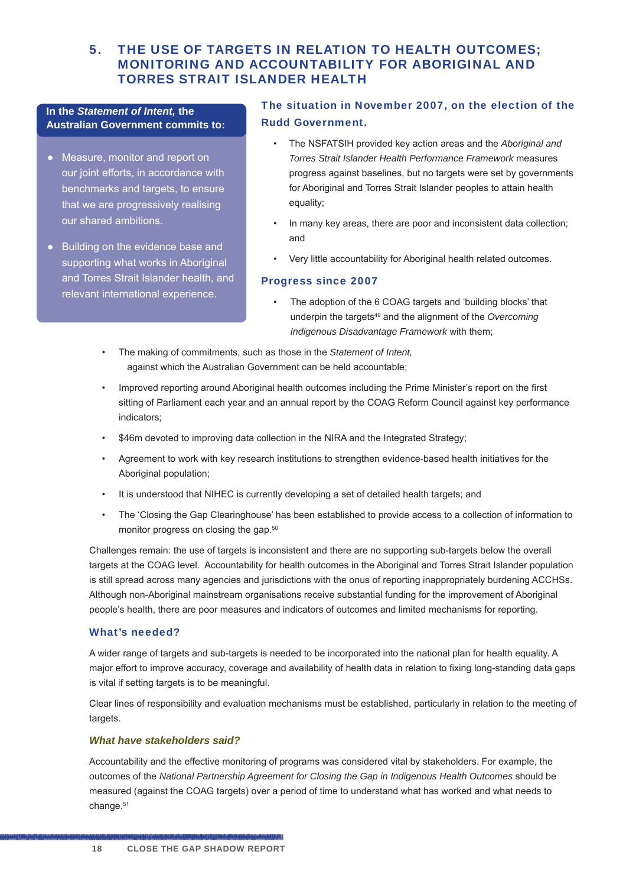## 5. THE USE OF TARGETS IN RELATION TO HEALTH OUTCOMES; MONITORING AND ACCOUNTABILITY FOR ABORIGINAL AND TORRES STRAIT ISLANDER HEALTH

**In the *Statement of Intent,* the Australian Government commits to:**

- Measure, monitor and report on our joint efforts, in accordance with benchmarks and targets, to ensure that we are progressively realising our shared ambitions.
- Building on the evidence base and supporting what works in Aboriginal and Torres Strait Islander health, and relevant international experience.

### The situation in November 2007, on the election of the Rudd Government.

- The NSFATSIH provided key action areas and the *Aboriginal and Torres Strait Islander Health Performance Framework* measures progress against baselines, but no targets were set by governments for Aboriginal and Torres Strait Islander peoples to attain health equality;
- In many key areas, there are poor and inconsistent data collection; and
- Very little accountability for Aboriginal health related outcomes.

### Progress since 2007

- The adoption of the 6 COAG targets and 'building blocks' that underpin the targets[49] and the alignment of the *Overcoming Indigenous Disadvantage Framework* with them;
- The making of commitments, such as those in the *Statement of Intent,* against which the Australian Government can be held accountable;
- Improved reporting around Aboriginal health outcomes including the Prime Minister's report on the first sitting of Parliament each year and an annual report by the COAG Reform Council against key performance indicators;
- $46m devoted to improving data collection in the NIRA and the Integrated Strategy;
- Agreement to work with key research institutions to strengthen evidence-based health initiatives for the Aboriginal population;
- It is understood that NIHEC is currently developing a set of detailed health targets; and
- The 'Closing the Gap Clearinghouse' has been established to provide access to a collection of information to monitor progress on closing the gap.[50]

Challenges remain: the use of targets is inconsistent and there are no supporting sub-targets below the overall targets at the COAG level. Accountability for health outcomes in the Aboriginal and Torres Strait Islander population is still spread across many agencies and jurisdictions with the onus of reporting inappropriately burdening ACCHSs. Although non-Aboriginal mainstream organisations receive substantial funding for the improvement of Aboriginal people's health, there are poor measures and indicators of outcomes and limited mechanisms for reporting.

### What's needed?

A wider range of targets and sub-targets is needed to be incorporated into the national plan for health equality. A major effort to improve accuracy, coverage and availability of health data in relation to fixing long-standing data gaps is vital if setting targets is to be meaningful.

Clear lines of responsibility and evaluation mechanisms must be established, particularly in relation to the meeting of targets.

#### *What have stakeholders said?*

Accountability and the effective monitoring of programs was considered vital by stakeholders. For example, the outcomes of the *National Partnership Agreement for Closing the Gap in Indigenous Health Outcomes* should be measured (against the COAG targets) over a period of time to understand what has worked and what needs to change.[51]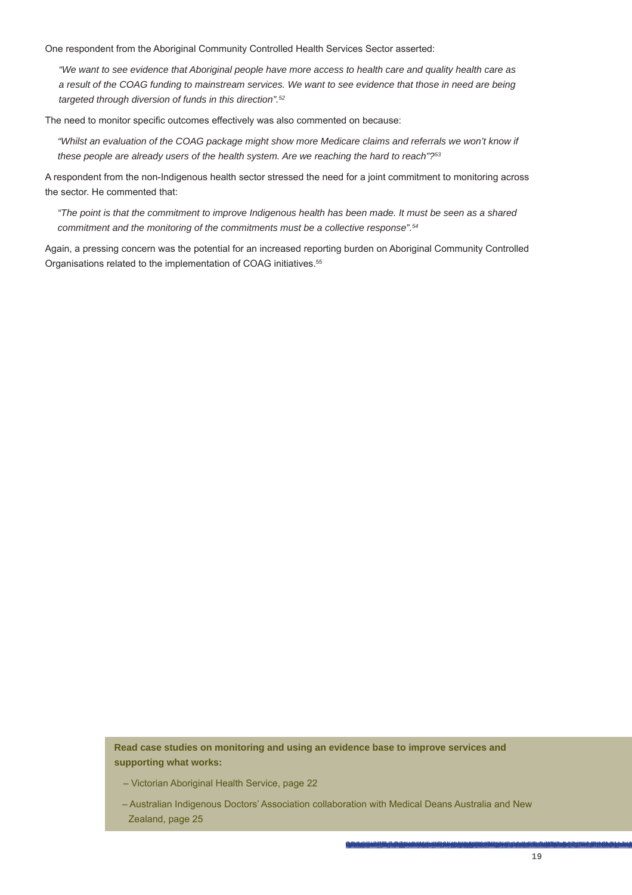One respondent from the Aboriginal Community Controlled Health Services Sector asserted:

> *"We want to see evidence that Aboriginal people have more access to health care and quality health care as a result of the COAG funding to mainstream services. We want to see evidence that those in need are being targeted through diversion of funds in this direction".*[52]

The need to monitor specific outcomes effectively was also commented on because:

> *"Whilst an evaluation of the COAG package might show more Medicare claims and referrals we won't know if these people are already users of the health system. Are we reaching the hard to reach"?*[53]

A respondent from the non-Indigenous health sector stressed the need for a joint commitment to monitoring across the sector. He commented that:

> *"The point is that the commitment to improve Indigenous health has been made. It must be seen as a shared commitment and the monitoring of the commitments must be a collective response".*[54]

Again, a pressing concern was the potential for an increased reporting burden on Aboriginal Community Controlled Organisations related to the implementation of COAG initiatives.[55]

**Read case studies on monitoring and using an evidence base to improve services and supporting what works:**

- Victorian Aboriginal Health Service, page 22
- Australian Indigenous Doctors' Association collaboration with Medical Deans Australia and New Zealand, page 25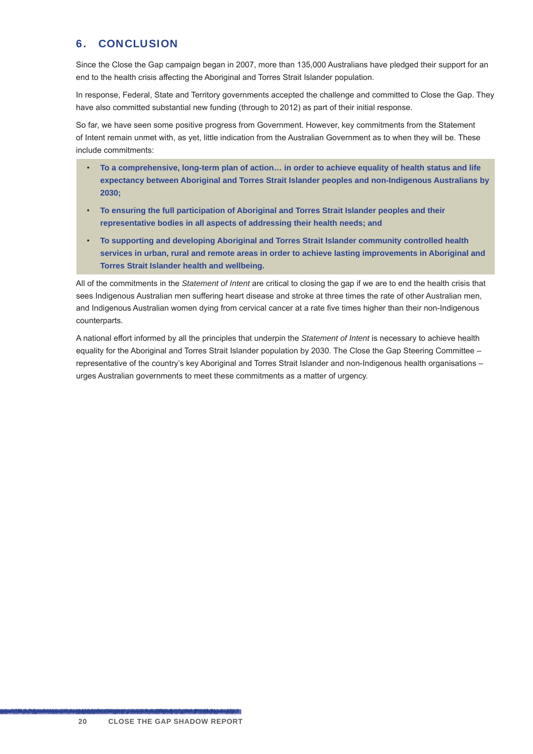## 6. CONCLUSION

Since the Close the Gap campaign began in 2007, more than 135,000 Australians have pledged their support for an end to the health crisis affecting the Aboriginal and Torres Strait Islander population.

In response, Federal, State and Territory governments accepted the challenge and committed to Close the Gap. They have also committed substantial new funding (through to 2012) as part of their initial response.

So far, we have seen some positive progress from Government. However, key commitments from the Statement of Intent remain unmet with, as yet, little indication from the Australian Government as to when they will be. These include commitments:

- **To a comprehensive, long-term plan of action… in order to achieve equality of health status and life expectancy between Aboriginal and Torres Strait Islander peoples and non-Indigenous Australians by 2030;**
- **To ensuring the full participation of Aboriginal and Torres Strait Islander peoples and their representative bodies in all aspects of addressing their health needs; and**
- **To supporting and developing Aboriginal and Torres Strait Islander community controlled health services in urban, rural and remote areas in order to achieve lasting improvements in Aboriginal and Torres Strait Islander health and wellbeing.**

All of the commitments in the *Statement of Intent* are critical to closing the gap if we are to end the health crisis that sees Indigenous Australian men suffering heart disease and stroke at three times the rate of other Australian men, and Indigenous Australian women dying from cervical cancer at a rate five times higher than their non-Indigenous counterparts.

A national effort informed by all the principles that underpin the *Statement of Intent* is necessary to achieve health equality for the Aboriginal and Torres Strait Islander population by 2030. The Close the Gap Steering Committee – representative of the country's key Aboriginal and Torres Strait Islander and non-Indigenous health organisations – urges Australian governments to meet these commitments as a matter of urgency.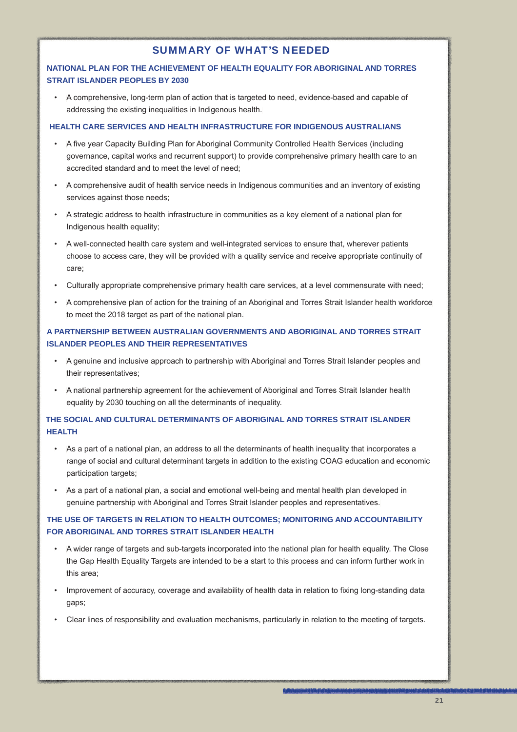## SUMMARY OF WHAT'S NEEDED

### NATIONAL PLAN FOR THE ACHIEVEMENT OF HEALTH EQUALITY FOR ABORIGINAL AND TORRES STRAIT ISLANDER PEOPLES BY 2030

- A comprehensive, long-term plan of action that is targeted to need, evidence-based and capable of addressing the existing inequalities in Indigenous health.

### HEALTH CARE SERVICES AND HEALTH INFRASTRUCTURE FOR INDIGENOUS AUSTRALIANS

- A five year Capacity Building Plan for Aboriginal Community Controlled Health Services (including governance, capital works and recurrent support) to provide comprehensive primary health care to an accredited standard and to meet the level of need;
- A comprehensive audit of health service needs in Indigenous communities and an inventory of existing services against those needs;
- A strategic address to health infrastructure in communities as a key element of a national plan for Indigenous health equality;
- A well-connected health care system and well-integrated services to ensure that, wherever patients choose to access care, they will be provided with a quality service and receive appropriate continuity of care;
- Culturally appropriate comprehensive primary health care services, at a level commensurate with need;
- A comprehensive plan of action for the training of an Aboriginal and Torres Strait Islander health workforce to meet the 2018 target as part of the national plan.

### A PARTNERSHIP BETWEEN AUSTRALIAN GOVERNMENTS AND ABORIGINAL AND TORRES STRAIT ISLANDER PEOPLES AND THEIR REPRESENTATIVES

- A genuine and inclusive approach to partnership with Aboriginal and Torres Strait Islander peoples and their representatives;
- A national partnership agreement for the achievement of Aboriginal and Torres Strait Islander health equality by 2030 touching on all the determinants of inequality.

### THE SOCIAL AND CULTURAL DETERMINANTS OF ABORIGINAL AND TORRES STRAIT ISLANDER HEALTH

- As a part of a national plan, an address to all the determinants of health inequality that incorporates a range of social and cultural determinant targets in addition to the existing COAG education and economic participation targets;
- As a part of a national plan, a social and emotional well-being and mental health plan developed in genuine partnership with Aboriginal and Torres Strait Islander peoples and representatives.

### THE USE OF TARGETS IN RELATION TO HEALTH OUTCOMES; MONITORING AND ACCOUNTABILITY FOR ABORIGINAL AND TORRES STRAIT ISLANDER HEALTH

- A wider range of targets and sub-targets incorporated into the national plan for health equality. The Close the Gap Health Equality Targets are intended to be a start to this process and can inform further work in this area;
- Improvement of accuracy, coverage and availability of health data in relation to fixing long-standing data gaps;
- Clear lines of responsibility and evaluation mechanisms, particularly in relation to the meeting of targets.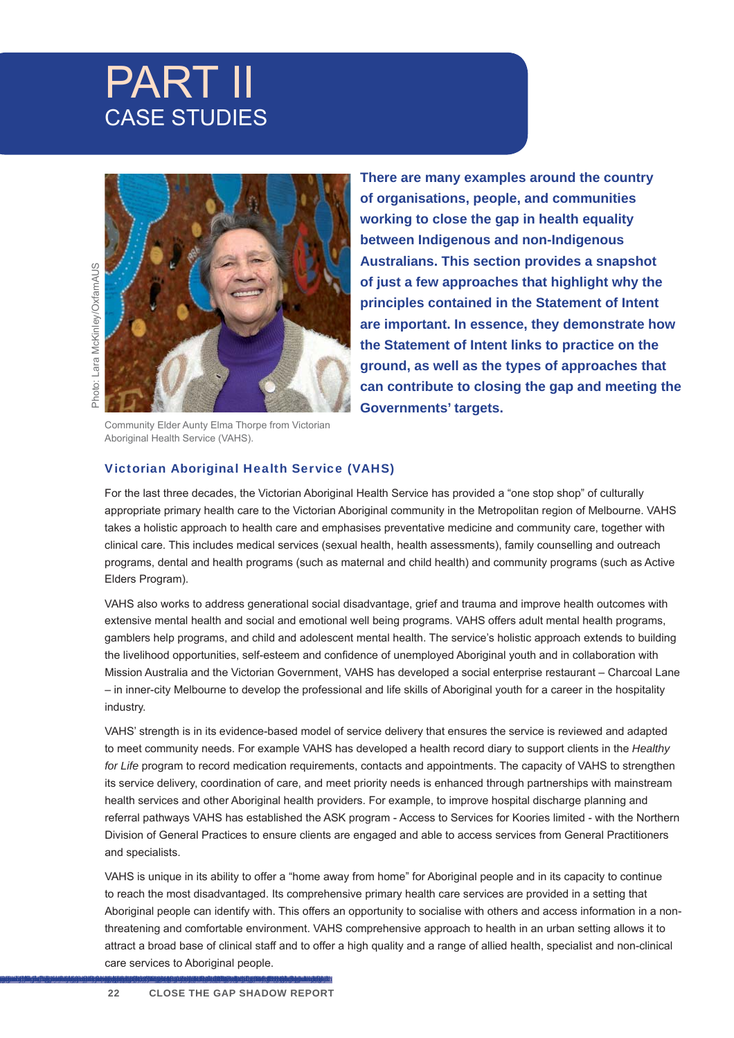# PART II
## CASE STUDIES

Photo: Lara McKinley/OxfamAUS

Community Elder Aunty Elma Thorpe from Victorian Aboriginal Health Service (VAHS).

**There are many examples around the country of organisations, people, and communities working to close the gap in health equality between Indigenous and non-Indigenous Australians. This section provides a snapshot of just a few approaches that highlight why the principles contained in the Statement of Intent are important. In essence, they demonstrate how the Statement of Intent links to practice on the ground, as well as the types of approaches that can contribute to closing the gap and meeting the Governments' targets.**

### Victorian Aboriginal Health Service (VAHS)

For the last three decades, the Victorian Aboriginal Health Service has provided a "one stop shop" of culturally appropriate primary health care to the Victorian Aboriginal community in the Metropolitan region of Melbourne. VAHS takes a holistic approach to health care and emphasises preventative medicine and community care, together with clinical care. This includes medical services (sexual health, health assessments), family counselling and outreach programs, dental and health programs (such as maternal and child health) and community programs (such as Active Elders Program).

VAHS also works to address generational social disadvantage, grief and trauma and improve health outcomes with extensive mental health and social and emotional well being programs. VAHS offers adult mental health programs, gamblers help programs, and child and adolescent mental health. The service's holistic approach extends to building the livelihood opportunities, self-esteem and confidence of unemployed Aboriginal youth and in collaboration with Mission Australia and the Victorian Government, VAHS has developed a social enterprise restaurant – Charcoal Lane – in inner-city Melbourne to develop the professional and life skills of Aboriginal youth for a career in the hospitality industry.

VAHS' strength is in its evidence-based model of service delivery that ensures the service is reviewed and adapted to meet community needs. For example VAHS has developed a health record diary to support clients in the *Healthy for Life* program to record medication requirements, contacts and appointments. The capacity of VAHS to strengthen its service delivery, coordination of care, and meet priority needs is enhanced through partnerships with mainstream health services and other Aboriginal health providers. For example, to improve hospital discharge planning and referral pathways VAHS has established the ASK program - Access to Services for Koories limited - with the Northern Division of General Practices to ensure clients are engaged and able to access services from General Practitioners and specialists.

VAHS is unique in its ability to offer a "home away from home" for Aboriginal people and in its capacity to continue to reach the most disadvantaged. Its comprehensive primary health care services are provided in a setting that Aboriginal people can identify with. This offers an opportunity to socialise with others and access information in a non-threatening and comfortable environment. VAHS comprehensive approach to health in an urban setting allows it to attract a broad base of clinical staff and to offer a high quality and a range of allied health, specialist and non-clinical care services to Aboriginal people.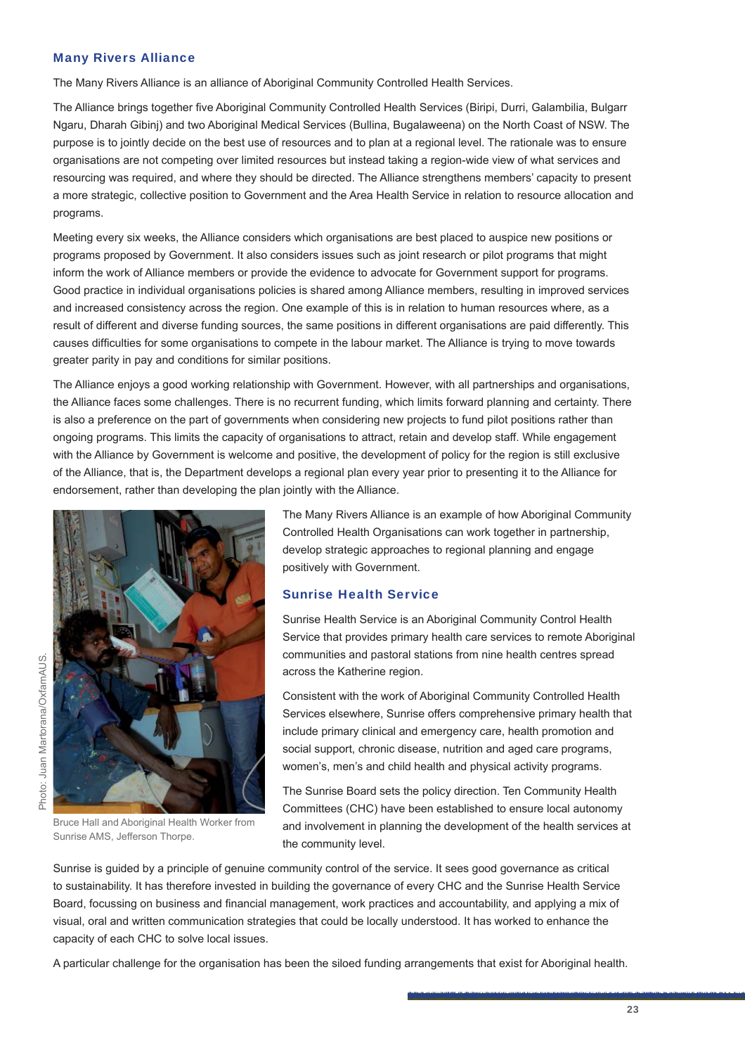### Many Rivers Alliance

The Many Rivers Alliance is an alliance of Aboriginal Community Controlled Health Services.

The Alliance brings together five Aboriginal Community Controlled Health Services (Biripi, Durri, Galambilia, Bulgarr Ngaru, Dharah Gibinj) and two Aboriginal Medical Services (Bullina, Bugalaweena) on the North Coast of NSW. The purpose is to jointly decide on the best use of resources and to plan at a regional level. The rationale was to ensure organisations are not competing over limited resources but instead taking a region-wide view of what services and resourcing was required, and where they should be directed. The Alliance strengthens members' capacity to present a more strategic, collective position to Government and the Area Health Service in relation to resource allocation and programs.

Meeting every six weeks, the Alliance considers which organisations are best placed to auspice new positions or programs proposed by Government. It also considers issues such as joint research or pilot programs that might inform the work of Alliance members or provide the evidence to advocate for Government support for programs. Good practice in individual organisations policies is shared among Alliance members, resulting in improved services and increased consistency across the region. One example of this is in relation to human resources where, as a result of different and diverse funding sources, the same positions in different organisations are paid differently. This causes difficulties for some organisations to compete in the labour market. The Alliance is trying to move towards greater parity in pay and conditions for similar positions.

The Alliance enjoys a good working relationship with Government. However, with all partnerships and organisations, the Alliance faces some challenges. There is no recurrent funding, which limits forward planning and certainty. There is also a preference on the part of governments when considering new projects to fund pilot positions rather than ongoing programs. This limits the capacity of organisations to attract, retain and develop staff. While engagement with the Alliance by Government is welcome and positive, the development of policy for the region is still exclusive of the Alliance, that is, the Department develops a regional plan every year prior to presenting it to the Alliance for endorsement, rather than developing the plan jointly with the Alliance.

Photo: Juan Martorana/OxfamAUS.

Bruce Hall and Aboriginal Health Worker from Sunrise AMS, Jefferson Thorpe.

The Many Rivers Alliance is an example of how Aboriginal Community Controlled Health Organisations can work together in partnership, develop strategic approaches to regional planning and engage positively with Government.

### Sunrise Health Service

Sunrise Health Service is an Aboriginal Community Control Health Service that provides primary health care services to remote Aboriginal communities and pastoral stations from nine health centres spread across the Katherine region.

Consistent with the work of Aboriginal Community Controlled Health Services elsewhere, Sunrise offers comprehensive primary health that include primary clinical and emergency care, health promotion and social support, chronic disease, nutrition and aged care programs, women's, men's and child health and physical activity programs.

The Sunrise Board sets the policy direction. Ten Community Health Committees (CHC) have been established to ensure local autonomy and involvement in planning the development of the health services at the community level.

Sunrise is guided by a principle of genuine community control of the service. It sees good governance as critical to sustainability. It has therefore invested in building the governance of every CHC and the Sunrise Health Service Board, focussing on business and financial management, work practices and accountability, and applying a mix of visual, oral and written communication strategies that could be locally understood. It has worked to enhance the capacity of each CHC to solve local issues.

A particular challenge for the organisation has been the siloed funding arrangements that exist for Aboriginal health.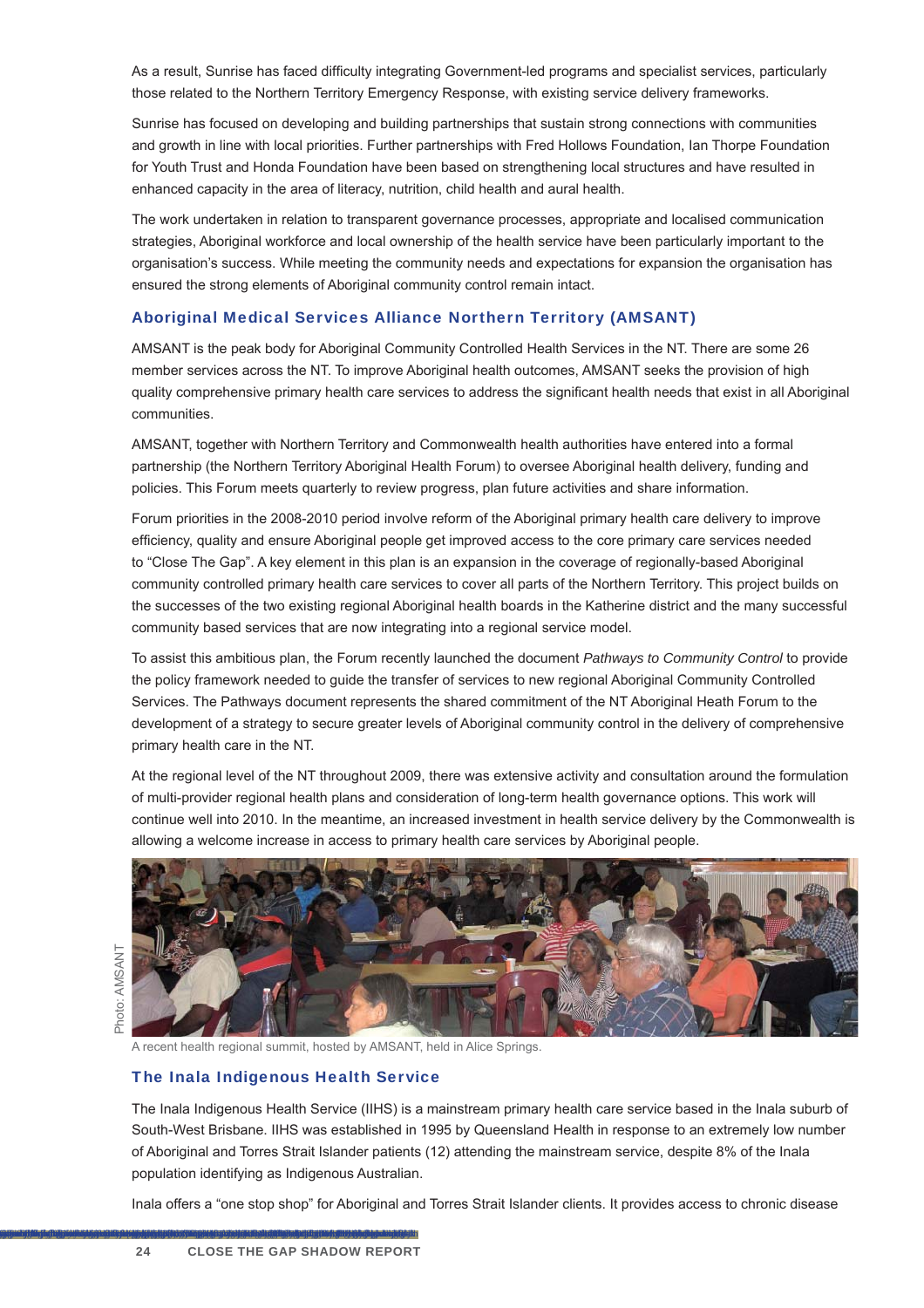As a result, Sunrise has faced difficulty integrating Government-led programs and specialist services, particularly those related to the Northern Territory Emergency Response, with existing service delivery frameworks.

Sunrise has focused on developing and building partnerships that sustain strong connections with communities and growth in line with local priorities. Further partnerships with Fred Hollows Foundation, Ian Thorpe Foundation for Youth Trust and Honda Foundation have been based on strengthening local structures and have resulted in enhanced capacity in the area of literacy, nutrition, child health and aural health.

The work undertaken in relation to transparent governance processes, appropriate and localised communication strategies, Aboriginal workforce and local ownership of the health service have been particularly important to the organisation's success. While meeting the community needs and expectations for expansion the organisation has ensured the strong elements of Aboriginal community control remain intact.

### Aboriginal Medical Services Alliance Northern Territory (AMSANT)

AMSANT is the peak body for Aboriginal Community Controlled Health Services in the NT. There are some 26 member services across the NT. To improve Aboriginal health outcomes, AMSANT seeks the provision of high quality comprehensive primary health care services to address the significant health needs that exist in all Aboriginal communities.

AMSANT, together with Northern Territory and Commonwealth health authorities have entered into a formal partnership (the Northern Territory Aboriginal Health Forum) to oversee Aboriginal health delivery, funding and policies. This Forum meets quarterly to review progress, plan future activities and share information.

Forum priorities in the 2008-2010 period involve reform of the Aboriginal primary health care delivery to improve efficiency, quality and ensure Aboriginal people get improved access to the core primary care services needed to "Close The Gap". A key element in this plan is an expansion in the coverage of regionally-based Aboriginal community controlled primary health care services to cover all parts of the Northern Territory. This project builds on the successes of the two existing regional Aboriginal health boards in the Katherine district and the many successful community based services that are now integrating into a regional service model.

To assist this ambitious plan, the Forum recently launched the document *Pathways to Community Control* to provide the policy framework needed to guide the transfer of services to new regional Aboriginal Community Controlled Services. The Pathways document represents the shared commitment of the NT Aboriginal Heath Forum to the development of a strategy to secure greater levels of Aboriginal community control in the delivery of comprehensive primary health care in the NT.

At the regional level of the NT throughout 2009, there was extensive activity and consultation around the formulation of multi-provider regional health plans and consideration of long-term health governance options. This work will continue well into 2010. In the meantime, an increased investment in health service delivery by the Commonwealth is allowing a welcome increase in access to primary health care services by Aboriginal people.

Photo: AMSANT

A recent health regional summit, hosted by AMSANT, held in Alice Springs.

### The Inala Indigenous Health Service

The Inala Indigenous Health Service (IIHS) is a mainstream primary health care service based in the Inala suburb of South-West Brisbane. IIHS was established in 1995 by Queensland Health in response to an extremely low number of Aboriginal and Torres Strait Islander patients (12) attending the mainstream service, despite 8% of the Inala population identifying as Indigenous Australian.

Inala offers a "one stop shop" for Aboriginal and Torres Strait Islander clients. It provides access to chronic disease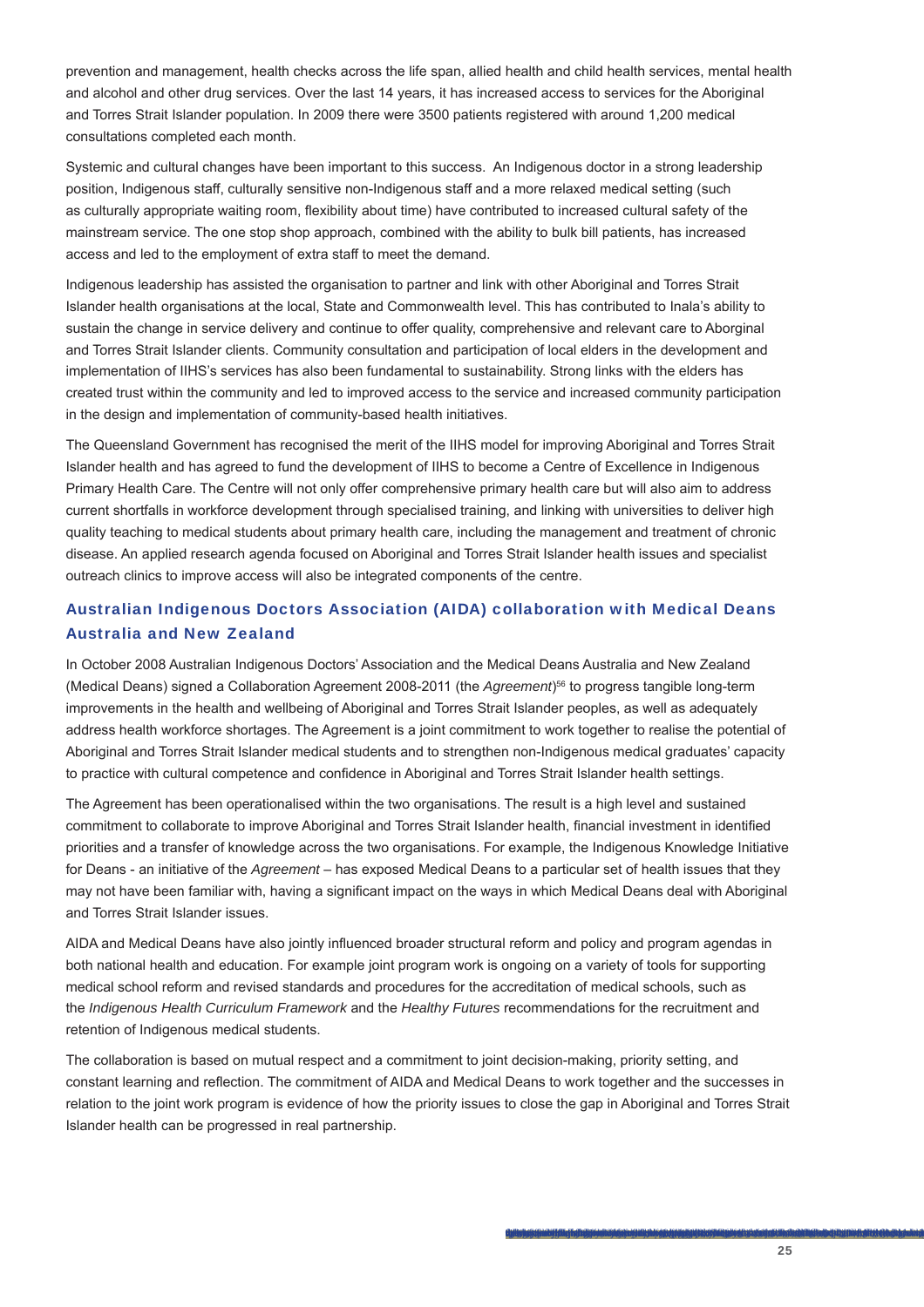prevention and management, health checks across the life span, allied health and child health services, mental health and alcohol and other drug services. Over the last 14 years, it has increased access to services for the Aboriginal and Torres Strait Islander population. In 2009 there were 3500 patients registered with around 1,200 medical consultations completed each month.

Systemic and cultural changes have been important to this success. An Indigenous doctor in a strong leadership position, Indigenous staff, culturally sensitive non-Indigenous staff and a more relaxed medical setting (such as culturally appropriate waiting room, flexibility about time) have contributed to increased cultural safety of the mainstream service. The one stop shop approach, combined with the ability to bulk bill patients, has increased access and led to the employment of extra staff to meet the demand.

Indigenous leadership has assisted the organisation to partner and link with other Aboriginal and Torres Strait Islander health organisations at the local, State and Commonwealth level. This has contributed to Inala's ability to sustain the change in service delivery and continue to offer quality, comprehensive and relevant care to Aborginal and Torres Strait Islander clients. Community consultation and participation of local elders in the development and implementation of IIHS's services has also been fundamental to sustainability. Strong links with the elders has created trust within the community and led to improved access to the service and increased community participation in the design and implementation of community-based health initiatives.

The Queensland Government has recognised the merit of the IIHS model for improving Aboriginal and Torres Strait Islander health and has agreed to fund the development of IIHS to become a Centre of Excellence in Indigenous Primary Health Care. The Centre will not only offer comprehensive primary health care but will also aim to address current shortfalls in workforce development through specialised training, and linking with universities to deliver high quality teaching to medical students about primary health care, including the management and treatment of chronic disease. An applied research agenda focused on Aboriginal and Torres Strait Islander health issues and specialist outreach clinics to improve access will also be integrated components of the centre.

### Australian Indigenous Doctors Association (AIDA) collaboration with Medical Deans Australia and New Zealand

In October 2008 Australian Indigenous Doctors' Association and the Medical Deans Australia and New Zealand (Medical Deans) signed a Collaboration Agreement 2008-2011 (the *Agreement*)[56] to progress tangible long-term improvements in the health and wellbeing of Aboriginal and Torres Strait Islander peoples, as well as adequately address health workforce shortages. The Agreement is a joint commitment to work together to realise the potential of Aboriginal and Torres Strait Islander medical students and to strengthen non-Indigenous medical graduates' capacity to practice with cultural competence and confidence in Aboriginal and Torres Strait Islander health settings.

The Agreement has been operationalised within the two organisations. The result is a high level and sustained commitment to collaborate to improve Aboriginal and Torres Strait Islander health, financial investment in identified priorities and a transfer of knowledge across the two organisations. For example, the Indigenous Knowledge Initiative for Deans - an initiative of the *Agreement* – has exposed Medical Deans to a particular set of health issues that they may not have been familiar with, having a significant impact on the ways in which Medical Deans deal with Aboriginal and Torres Strait Islander issues.

AIDA and Medical Deans have also jointly influenced broader structural reform and policy and program agendas in both national health and education. For example joint program work is ongoing on a variety of tools for supporting medical school reform and revised standards and procedures for the accreditation of medical schools, such as the *Indigenous Health Curriculum Framework* and the *Healthy Futures* recommendations for the recruitment and retention of Indigenous medical students.

The collaboration is based on mutual respect and a commitment to joint decision-making, priority setting, and constant learning and reflection. The commitment of AIDA and Medical Deans to work together and the successes in relation to the joint work program is evidence of how the priority issues to close the gap in Aboriginal and Torres Strait Islander health can be progressed in real partnership.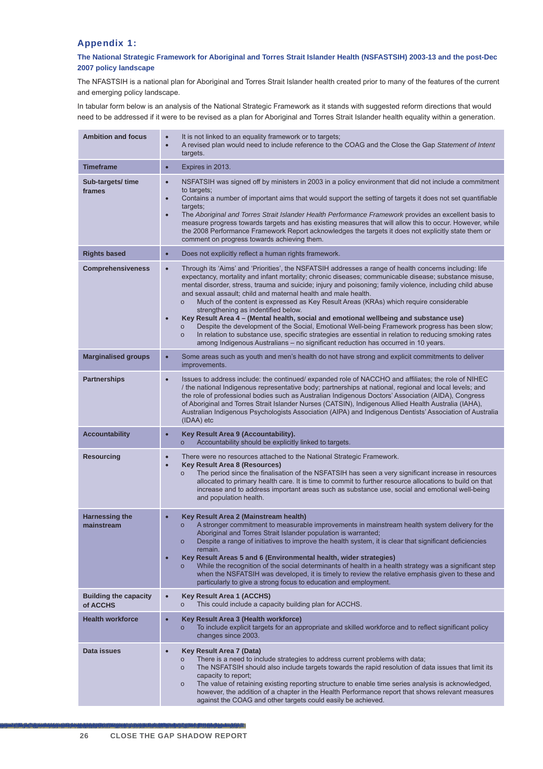## Appendix 1:

### The National Strategic Framework for Aboriginal and Torres Strait Islander Health (NSFASTSIH) 2003-13 and the post-Dec 2007 policy landscape

The NFASTSIH is a national plan for Aboriginal and Torres Strait Islander health created prior to many of the features of the current and emerging policy landscape.

In tabular form below is an analysis of the National Strategic Framework as it stands with suggested reform directions that would need to be addressed if it were to be revised as a plan for Aboriginal and Torres Strait Islander health equality within a generation.

| | |
|---|---|
| **Ambition and focus** | • It is not linked to an equality framework or to targets;<br>• A revised plan would need to include reference to the COAG and the Close the Gap *Statement of Intent* targets. |
| **Timeframe** | • Expires in 2013. |
| **Sub-targets/ time frames** | • NSFATSIH was signed off by ministers in 2003 in a policy environment that did not include a commitment to targets;<br>• Contains a number of important aims that would support the setting of targets it does not set quantifiable targets;<br>• The *Aboriginal and Torres Strait Islander Health Performance Framework* provides an excellent basis to measure progress towards targets and has existing measures that will allow this to occur. However, while the 2008 Performance Framework Report acknowledges the targets it does not explicitly state them or comment on progress towards achieving them. |
| **Rights based** | • Does not explicitly reflect a human rights framework. |
| **Comprehensiveness** | • Through its 'Aims' and 'Priorities', the NSFATSIH addresses a range of health concerns including: life expectancy, mortality and infant mortality; chronic diseases; communicable disease; substance misuse, mental disorder, stress, trauma and suicide; injury and poisoning; family violence, including child abuse and sexual assault; child and maternal health and male health.<br>&nbsp;&nbsp;o Much of the content is expressed as Key Result Areas (KRAs) which require considerable strengthening as indentified below.<br>• **Key Result Area 4 – (Mental health, social and emotional wellbeing and substance use)**<br>&nbsp;&nbsp;o Despite the development of the Social, Emotional Well-being Framework progress has been slow;<br>&nbsp;&nbsp;o In relation to substance use, specific strategies are essential in relation to reducing smoking rates among Indigenous Australians – no significant reduction has occurred in 10 years. |
| **Marginalised groups** | • Some areas such as youth and men's health do not have strong and explicit commitments to deliver improvements. |
| **Partnerships** | • Issues to address include: the continued/ expanded role of NACCHO and affiliates; the role of NIHEC / the national Indigenous representative body; partnerships at national, regional and local levels; and the role of professional bodies such as Australian Indigenous Doctors' Association (AIDA), Congress of Aboriginal and Torres Strait Islander Nurses (CATSIN), Indigenous Allied Health Australia (IAHA), Australian Indigenous Psychologists Association (AIPA) and Indigenous Dentists' Association of Australia (IDAA) etc |
| **Accountability** | • **Key Result Area 9 (Accountability).**<br>&nbsp;&nbsp;o Accountability should be explicitly linked to targets. |
| **Resourcing** | • There were no resources attached to the National Strategic Framework.<br>• **Key Result Area 8 (Resources)**<br>&nbsp;&nbsp;o The period since the finalisation of the NSFATSIH has seen a very significant increase in resources allocated to primary health care. It is time to commit to further resource allocations to build on that increase and to address important areas such as substance use, social and emotional well-being and population health. |
| **Harnessing the mainstream** | • **Key Result Area 2 (Mainstream health)**<br>&nbsp;&nbsp;o A stronger commitment to measurable improvements in mainstream health system delivery for the Aboriginal and Torres Strait Islander population is warranted;<br>&nbsp;&nbsp;o Despite a range of initiatives to improve the health system, it is clear that significant deficiencies remain.<br>• **Key Result Areas 5 and 6 (Environmental health, wider strategies)**<br>&nbsp;&nbsp;o While the recognition of the social determinants of health in a health strategy was a significant step when the NSFATSIH was developed, it is timely to review the relative emphasis given to these and particularly to give a strong focus to education and employment. |
| **Building the capacity of ACCHS** | • **Key Result Area 1 (ACCHS)**<br>&nbsp;&nbsp;o This could include a capacity building plan for ACCHS. |
| **Health workforce** | • **Key Result Area 3 (Health workforce)**<br>&nbsp;&nbsp;o To include explicit targets for an appropriate and skilled workforce and to reflect significant policy changes since 2003. |
| **Data issues** | • **Key Result Area 7 (Data)**<br>&nbsp;&nbsp;o There is a need to include strategies to address current problems with data;<br>&nbsp;&nbsp;o The NSFATSIH should also include targets towards the rapid resolution of data issues that limit its capacity to report;<br>&nbsp;&nbsp;o The value of retaining existing reporting structure to enable time series analysis is acknowledged, however, the addition of a chapter in the Health Performance report that shows relevant measures against the COAG and other targets could easily be achieved. |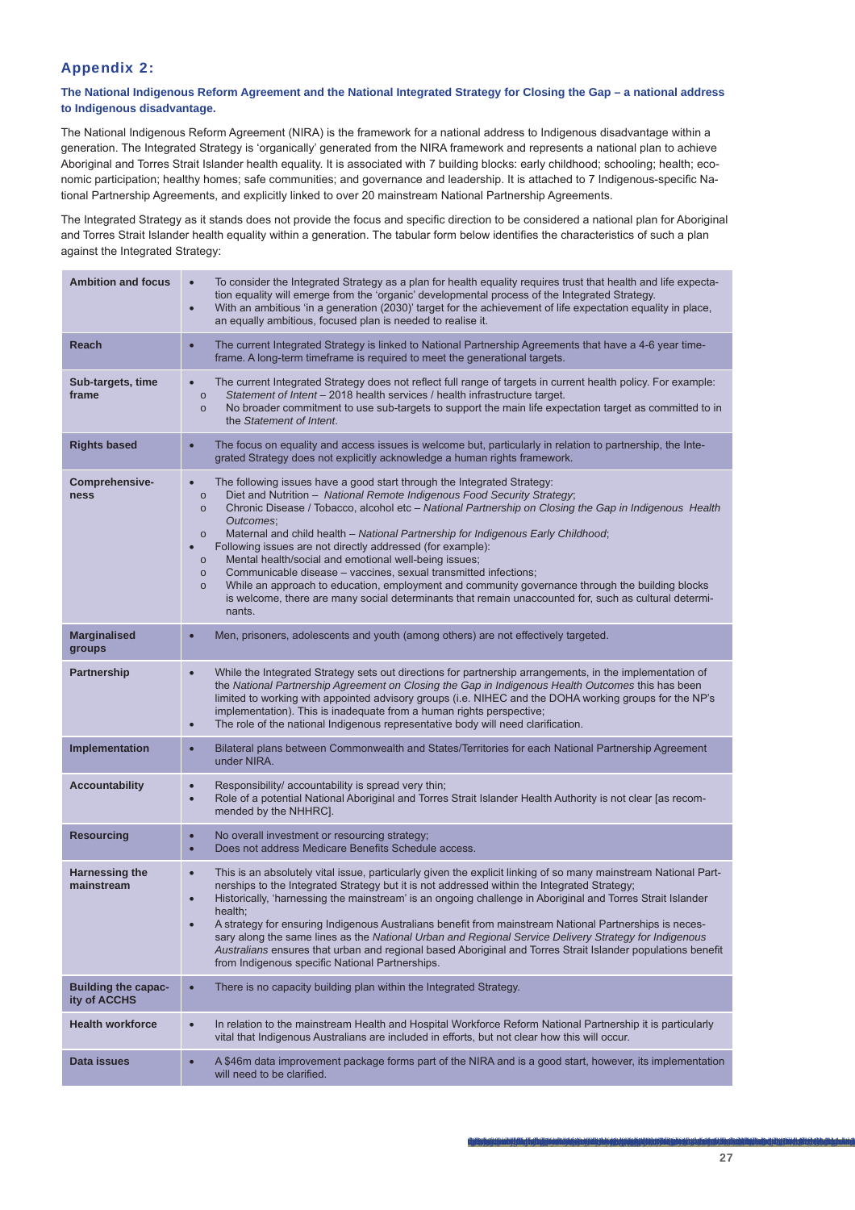## Appendix 2:

### The National Indigenous Reform Agreement and the National Integrated Strategy for Closing the Gap – a national address to Indigenous disadvantage.

The National Indigenous Reform Agreement (NIRA) is the framework for a national address to Indigenous disadvantage within a generation. The Integrated Strategy is 'organically' generated from the NIRA framework and represents a national plan to achieve Aboriginal and Torres Strait Islander health equality. It is associated with 7 building blocks: early childhood; schooling; health; economic participation; healthy homes; safe communities; and governance and leadership. It is attached to 7 Indigenous-specific National Partnership Agreements, and explicitly linked to over 20 mainstream National Partnership Agreements.

The Integrated Strategy as it stands does not provide the focus and specific direction to be considered a national plan for Aboriginal and Torres Strait Islander health equality within a generation. The tabular form below identifies the characteristics of such a plan against the Integrated Strategy:

| Characteristic | Integrated Strategy |
|---|---|
| **Ambition and focus** | • To consider the Integrated Strategy as a plan for health equality requires trust that health and life expectation equality will emerge from the 'organic' developmental process of the Integrated Strategy.<br>• With an ambitious 'in a generation (2030)' target for the achievement of life expectation equality in place, an equally ambitious, focused plan is needed to realise it. |
| **Reach** | • The current Integrated Strategy is linked to National Partnership Agreements that have a 4-6 year timeframe. A long-term timeframe is required to meet the generational targets. |
| **Sub-targets, time frame** | • The current Integrated Strategy does not reflect full range of targets in current health policy. For example:<br>o *Statement of Intent* – 2018 health services / health infrastructure target.<br>o No broader commitment to use sub-targets to support the main life expectation target as committed to in the *Statement of Intent*. |
| **Rights based** | • The focus on equality and access issues is welcome but, particularly in relation to partnership, the Integrated Strategy does not explicitly acknowledge a human rights framework. |
| **Comprehensiveness** | • The following issues have a good start through the Integrated Strategy:<br>o Diet and Nutrition – *National Remote Indigenous Food Security Strategy*;<br>o Chronic Disease / Tobacco, alcohol etc – *National Partnership on Closing the Gap in Indigenous Health Outcomes*;<br>o Maternal and child health – *National Partnership for Indigenous Early Childhood*;<br>• Following issues are not directly addressed (for example):<br>o Mental health/social and emotional well-being issues;<br>o Communicable disease – vaccines, sexual transmitted infections;<br>o While an approach to education, employment and community governance through the building blocks is welcome, there are many social determinants that remain unaccounted for, such as cultural determinants. |
| **Marginalised groups** | • Men, prisoners, adolescents and youth (among others) are not effectively targeted. |
| **Partnership** | • While the Integrated Strategy sets out directions for partnership arrangements, in the implementation of the *National Partnership Agreement on Closing the Gap in Indigenous Health Outcomes* this has been limited to working with appointed advisory groups (i.e. NIHEC and the DOHA working groups for the NP's implementation). This is inadequate from a human rights perspective;<br>• The role of the national Indigenous representative body will need clarification. |
| **Implementation** | • Bilateral plans between Commonwealth and States/Territories for each National Partnership Agreement under NIRA. |
| **Accountability** | • Responsibility/ accountability is spread very thin;<br>• Role of a potential National Aboriginal and Torres Strait Islander Health Authority is not clear [as recommended by the NHHRC]. |
| **Resourcing** | • No overall investment or resourcing strategy;<br>• Does not address Medicare Benefits Schedule access. |
| **Harnessing the mainstream** | • This is an absolutely vital issue, particularly given the explicit linking of so many mainstream National Partnerships to the Integrated Strategy but it is not addressed within the Integrated Strategy;<br>• Historically, 'harnessing the mainstream' is an ongoing challenge in Aboriginal and Torres Strait Islander health;<br>• A strategy for ensuring Indigenous Australians benefit from mainstream National Partnerships is necessary along the same lines as the *National Urban and Regional Service Delivery Strategy for Indigenous Australians* ensures that urban and regional based Aboriginal and Torres Strait Islander populations benefit from Indigenous specific National Partnerships. |
| **Building the capacity of ACCHS** | • There is no capacity building plan within the Integrated Strategy. |
| **Health workforce** | • In relation to the mainstream Health and Hospital Workforce Reform National Partnership it is particularly vital that Indigenous Australians are included in efforts, but not clear how this will occur. |
| **Data issues** | • A $46m data improvement package forms part of the NIRA and is a good start, however, its implementation will need to be clarified. |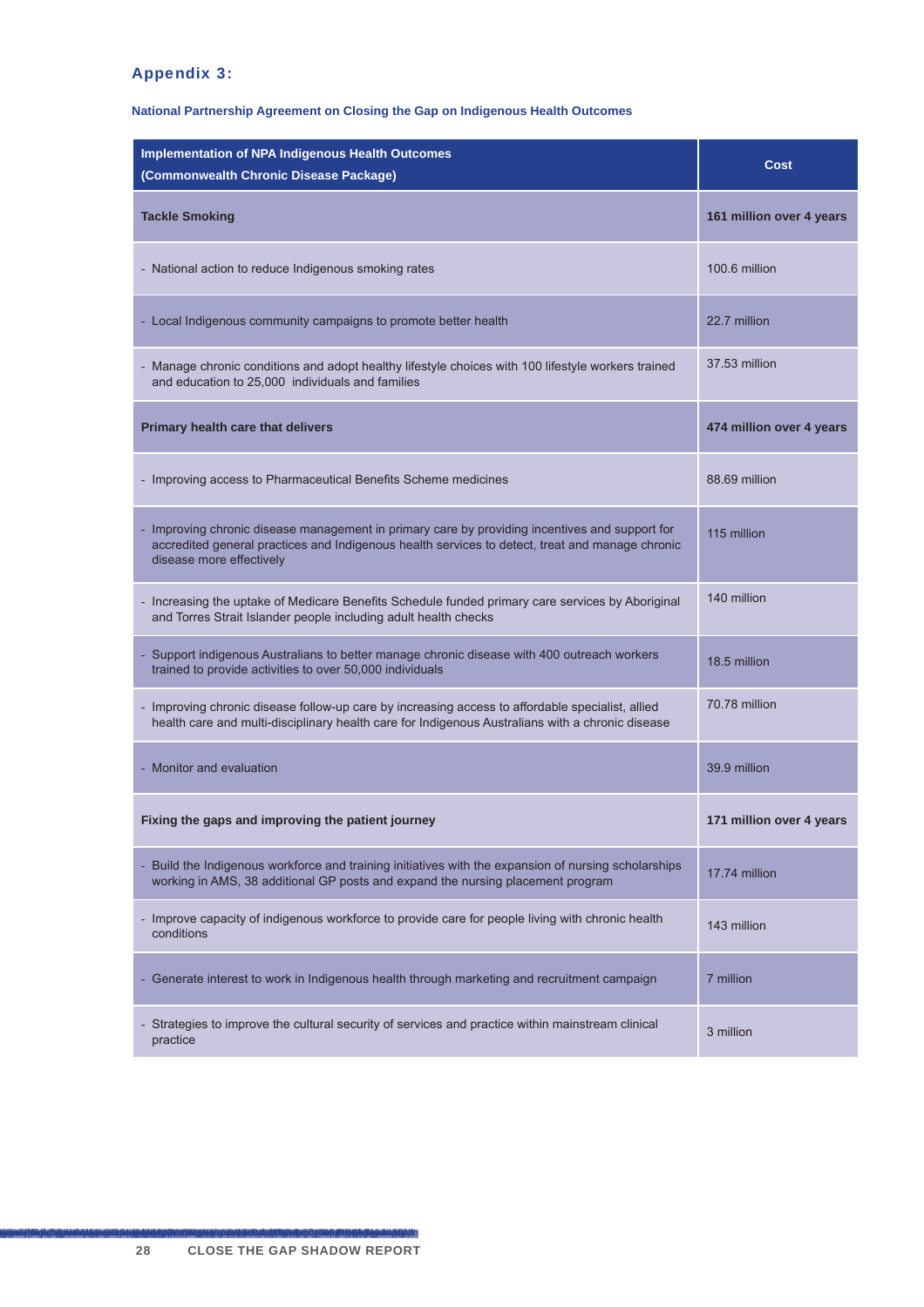## Appendix 3:

**National Partnership Agreement on Closing the Gap on Indigenous Health Outcomes**

| Implementation of NPA Indigenous Health Outcomes (Commonwealth Chronic Disease Package) | Cost |
|---|---|
| **Tackle Smoking** | **161 million over 4 years** |
| - National action to reduce Indigenous smoking rates | 100.6 million |
| - Local Indigenous community campaigns to promote better health | 22.7 million |
| - Manage chronic conditions and adopt healthy lifestyle choices with 100 lifestyle workers trained and education to 25,000 individuals and families | 37.53 million |
| **Primary health care that delivers** | **474 million over 4 years** |
| - Improving access to Pharmaceutical Benefits Scheme medicines | 88.69 million |
| - Improving chronic disease management in primary care by providing incentives and support for accredited general practices and Indigenous health services to detect, treat and manage chronic disease more effectively | 115 million |
| - Increasing the uptake of Medicare Benefits Schedule funded primary care services by Aboriginal and Torres Strait Islander people including adult health checks | 140 million |
| - Support indigenous Australians to better manage chronic disease with 400 outreach workers trained to provide activities to over 50,000 individuals | 18.5 million |
| - Improving chronic disease follow-up care by increasing access to affordable specialist, allied health care and multi-disciplinary health care for Indigenous Australians with a chronic disease | 70.78 million |
| - Monitor and evaluation | 39.9 million |
| **Fixing the gaps and improving the patient journey** | **171 million over 4 years** |
| - Build the Indigenous workforce and training initiatives with the expansion of nursing scholarships working in AMS, 38 additional GP posts and expand the nursing placement program | 17.74 million |
| - Improve capacity of indigenous workforce to provide care for people living with chronic health conditions | 143 million |
| - Generate interest to work in Indigenous health through marketing and recruitment campaign | 7 million |
| - Strategies to improve the cultural security of services and practice within mainstream clinical practice | 3 million |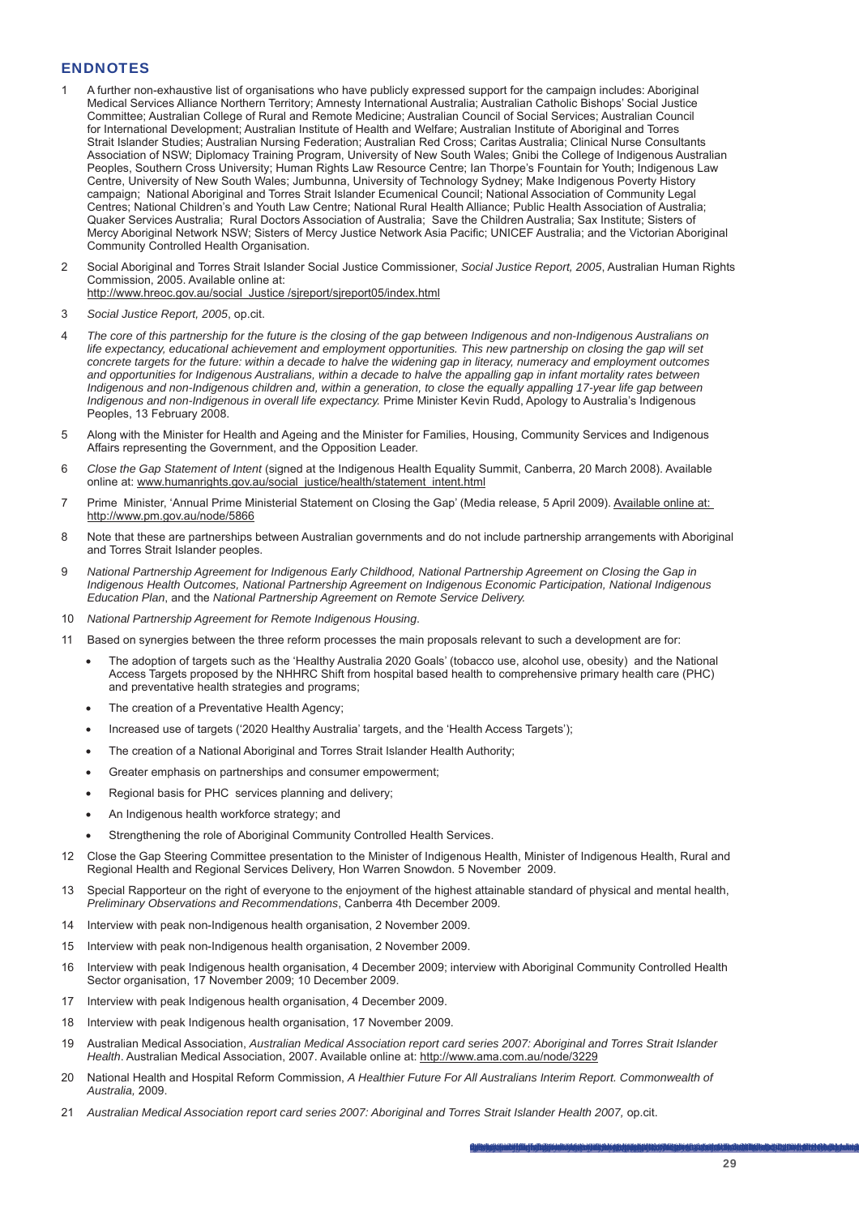## ENDNOTES

1 A further non-exhaustive list of organisations who have publicly expressed support for the campaign includes: Aboriginal Medical Services Alliance Northern Territory; Amnesty International Australia; Australian Catholic Bishops' Social Justice Committee; Australian College of Rural and Remote Medicine; Australian Council of Social Services; Australian Council for International Development; Australian Institute of Health and Welfare; Australian Institute of Aboriginal and Torres Strait Islander Studies; Australian Nursing Federation; Australian Red Cross; Caritas Australia; Clinical Nurse Consultants Association of NSW; Diplomacy Training Program, University of New South Wales; Gnibi the College of Indigenous Australian Peoples, Southern Cross University; Human Rights Law Resource Centre; Ian Thorpe's Fountain for Youth; Indigenous Law Centre, University of New South Wales; Jumbunna, University of Technology Sydney; Make Indigenous Poverty History campaign; National Aboriginal and Torres Strait Islander Ecumenical Council; National Association of Community Legal Centres; National Children's and Youth Law Centre; National Rural Health Alliance; Public Health Association of Australia; Quaker Services Australia; Rural Doctors Association of Australia; Save the Children Australia; Sax Institute; Sisters of Mercy Aboriginal Network NSW; Sisters of Mercy Justice Network Asia Pacific; UNICEF Australia; and the Victorian Aboriginal Community Controlled Health Organisation.

2 Social Aboriginal and Torres Strait Islander Social Justice Commissioner, *Social Justice Report, 2005*, Australian Human Rights Commission, 2005. Available online at: http://www.hreoc.gov.au/social_Justice /sjreport/sjreport05/index.html

3 *Social Justice Report, 2005*, op.cit.

4 *The core of this partnership for the future is the closing of the gap between Indigenous and non-Indigenous Australians on life expectancy, educational achievement and employment opportunities. This new partnership on closing the gap will set concrete targets for the future: within a decade to halve the widening gap in literacy, numeracy and employment outcomes and opportunities for Indigenous Australians, within a decade to halve the appalling gap in infant mortality rates between Indigenous and non-Indigenous children and, within a generation, to close the equally appalling 17-year life gap between Indigenous and non-Indigenous in overall life expectancy.* Prime Minister Kevin Rudd, Apology to Australia's Indigenous Peoples, 13 February 2008.

5 Along with the Minister for Health and Ageing and the Minister for Families, Housing, Community Services and Indigenous Affairs representing the Government, and the Opposition Leader.

6 *Close the Gap Statement of Intent* (signed at the Indigenous Health Equality Summit, Canberra, 20 March 2008). Available online at: www.humanrights.gov.au/social_justice/health/statement_intent.html

7 Prime Minister, 'Annual Prime Ministerial Statement on Closing the Gap' (Media release, 5 April 2009). Available online at: http://www.pm.gov.au/node/5866

8 Note that these are partnerships between Australian governments and do not include partnership arrangements with Aboriginal and Torres Strait Islander peoples.

9 *National Partnership Agreement for Indigenous Early Childhood, National Partnership Agreement on Closing the Gap in Indigenous Health Outcomes, National Partnership Agreement on Indigenous Economic Participation, National Indigenous Education Plan*, and the *National Partnership Agreement on Remote Service Delivery.*

10 *National Partnership Agreement for Remote Indigenous Housing*.

11 Based on synergies between the three reform processes the main proposals relevant to such a development are for:

- The adoption of targets such as the 'Healthy Australia 2020 Goals' (tobacco use, alcohol use, obesity) and the National Access Targets proposed by the NHHRC Shift from hospital based health to comprehensive primary health care (PHC) and preventative health strategies and programs;
- The creation of a Preventative Health Agency;
- Increased use of targets ('2020 Healthy Australia' targets, and the 'Health Access Targets');
- The creation of a National Aboriginal and Torres Strait Islander Health Authority;
- Greater emphasis on partnerships and consumer empowerment;
- Regional basis for PHC services planning and delivery;
- An Indigenous health workforce strategy; and
- Strengthening the role of Aboriginal Community Controlled Health Services.

12 Close the Gap Steering Committee presentation to the Minister of Indigenous Health, Minister of Indigenous Health, Rural and Regional Health and Regional Services Delivery, Hon Warren Snowdon. 5 November 2009.

13 Special Rapporteur on the right of everyone to the enjoyment of the highest attainable standard of physical and mental health, *Preliminary Observations and Recommendations*, Canberra 4th December 2009.

14 Interview with peak non-Indigenous health organisation, 2 November 2009.

15 Interview with peak non-Indigenous health organisation, 2 November 2009.

16 Interview with peak Indigenous health organisation, 4 December 2009; interview with Aboriginal Community Controlled Health Sector organisation, 17 November 2009; 10 December 2009.

17 Interview with peak Indigenous health organisation, 4 December 2009.

18 Interview with peak Indigenous health organisation, 17 November 2009.

19 Australian Medical Association, *Australian Medical Association report card series 2007: Aboriginal and Torres Strait Islander Health*. Australian Medical Association, 2007. Available online at: http://www.ama.com.au/node/3229

20 National Health and Hospital Reform Commission, *A Healthier Future For All Australians Interim Report. Commonwealth of Australia,* 2009.

21 *Australian Medical Association report card series 2007: Aboriginal and Torres Strait Islander Health 2007,* op.cit.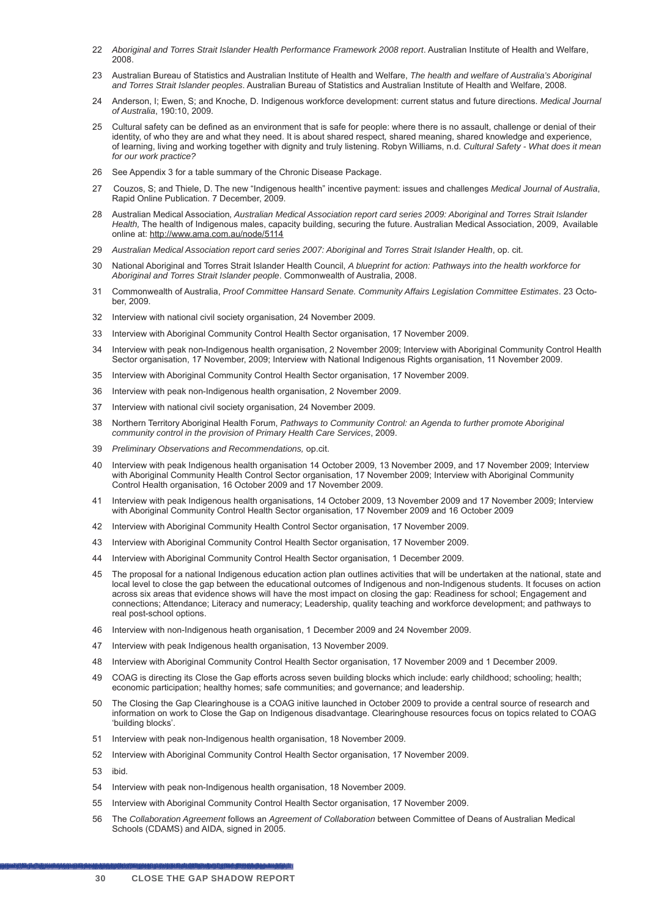22 *Aboriginal and Torres Strait Islander Health Performance Framework 2008 report*. Australian Institute of Health and Welfare, 2008.

23 Australian Bureau of Statistics and Australian Institute of Health and Welfare, *The health and welfare of Australia's Aboriginal and Torres Strait Islander peoples*. Australian Bureau of Statistics and Australian Institute of Health and Welfare, 2008.

24 Anderson, I; Ewen, S; and Knoche, D. Indigenous workforce development: current status and future directions. *Medical Journal of Australia*, 190:10, 2009.

25 Cultural safety can be defined as an environment that is safe for people: where there is no assault, challenge or denial of their identity, of who they are and what they need. It is about shared respect, shared meaning, shared knowledge and experience, of learning, living and working together with dignity and truly listening. Robyn Williams, n.d. *Cultural Safety - What does it mean for our work practice?*

26 See Appendix 3 for a table summary of the Chronic Disease Package.

27 Couzos, S; and Thiele, D. The new "Indigenous health" incentive payment: issues and challenges *Medical Journal of Australia*, Rapid Online Publication. 7 December, 2009.

28 Australian Medical Association, *Australian Medical Association report card series 2009: Aboriginal and Torres Strait Islander Health,* The health of Indigenous males, capacity building, securing the future. Australian Medical Association, 2009, Available online at: http://www.ama.com.au/node/5114

29 *Australian Medical Association report card series 2007: Aboriginal and Torres Strait Islander Health*, op. cit.

30 National Aboriginal and Torres Strait Islander Health Council, *A blueprint for action: Pathways into the health workforce for Aboriginal and Torres Strait Islander people*. Commonwealth of Australia, 2008.

31 Commonwealth of Australia, *Proof Committee Hansard Senate. Community Affairs Legislation Committee Estimates*. 23 October, 2009.

32 Interview with national civil society organisation, 24 November 2009.

33 Interview with Aboriginal Community Control Health Sector organisation, 17 November 2009.

34 Interview with peak non-Indigenous health organisation, 2 November 2009; Interview with Aboriginal Community Control Health Sector organisation, 17 November, 2009; Interview with National Indigenous Rights organisation, 11 November 2009.

35 Interview with Aboriginal Community Control Health Sector organisation, 17 November 2009.

36 Interview with peak non-Indigenous health organisation, 2 November 2009.

37 Interview with national civil society organisation, 24 November 2009.

38 Northern Territory Aboriginal Health Forum, *Pathways to Community Control: an Agenda to further promote Aboriginal community control in the provision of Primary Health Care Services*, 2009.

39 *Preliminary Observations and Recommendations,* op.cit.

40 Interview with peak Indigenous health organisation 14 October 2009, 13 November 2009, and 17 November 2009; Interview with Aboriginal Community Health Control Sector organisation, 17 November 2009; Interview with Aboriginal Community Control Health organisation, 16 October 2009 and 17 November 2009.

41 Interview with peak Indigenous health organisations, 14 October 2009, 13 November 2009 and 17 November 2009; Interview with Aboriginal Community Control Health Sector organisation, 17 November 2009 and 16 October 2009

42 Interview with Aboriginal Community Health Control Sector organisation, 17 November 2009.

43 Interview with Aboriginal Community Control Health Sector organisation, 17 November 2009.

44 Interview with Aboriginal Community Control Health Sector organisation, 1 December 2009.

45 The proposal for a national Indigenous education action plan outlines activities that will be undertaken at the national, state and local level to close the gap between the educational outcomes of Indigenous and non-Indigenous students. It focuses on action across six areas that evidence shows will have the most impact on closing the gap: Readiness for school; Engagement and connections; Attendance; Literacy and numeracy; Leadership, quality teaching and workforce development; and pathways to real post-school options.

46 Interview with non-Indigenous heath organisation, 1 December 2009 and 24 November 2009.

47 Interview with peak Indigenous health organisation, 13 November 2009.

48 Interview with Aboriginal Community Control Health Sector organisation, 17 November 2009 and 1 December 2009.

49 COAG is directing its Close the Gap efforts across seven building blocks which include: early childhood; schooling; health; economic participation; healthy homes; safe communities; and governance; and leadership.

50 The Closing the Gap Clearinghouse is a COAG initive launched in October 2009 to provide a central source of research and information on work to Close the Gap on Indigenous disadvantage. Clearinghouse resources focus on topics related to COAG 'building blocks'.

51 Interview with peak non-Indigenous health organisation, 18 November 2009.

52 Interview with Aboriginal Community Control Health Sector organisation, 17 November 2009.

53 ibid.

54 Interview with peak non-Indigenous health organisation, 18 November 2009.

55 Interview with Aboriginal Community Control Health Sector organisation, 17 November 2009.

56 The *Collaboration Agreement* follows an *Agreement of Collaboration* between Committee of Deans of Australian Medical Schools (CDAMS) and AIDA, signed in 2005.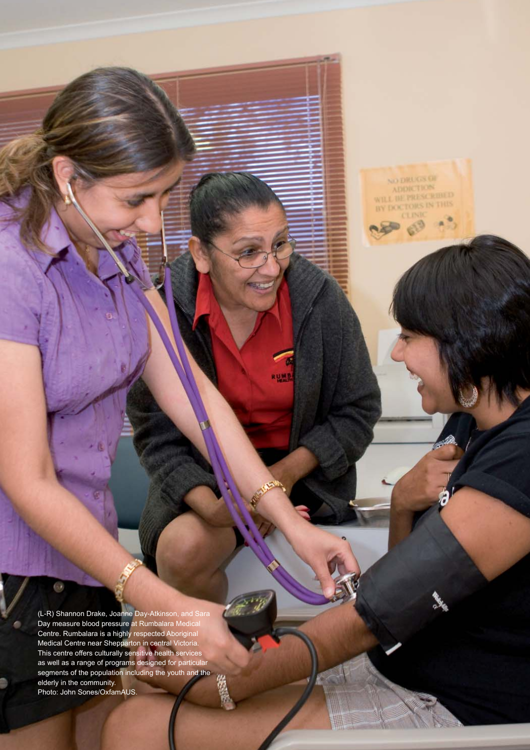(L-R) Shannon Drake, Joanne Day-Atkinson, and Sara Day measure blood pressure at Rumbalara Medical Centre. Rumbalara is a highly respected Aboriginal Medical Centre near Shepparton in central Victoria. This centre offers culturally sensitive health services as well as a range of programs designed for particular segments of the population including the youth and the elderly in the community.
Photo: John Sones/OxfamAUS.